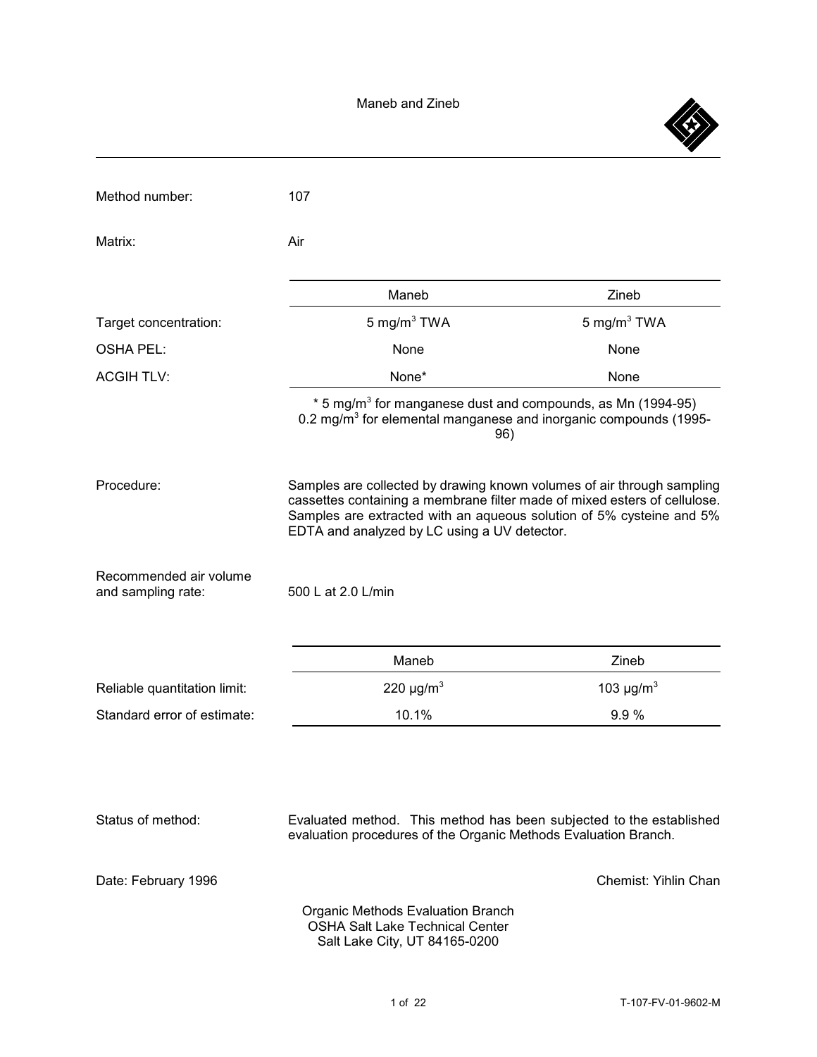# Maneb and Zineb

| | | |
|---|---|---|
| Method number: | 107 | |
| Matrix: | Air | |

| | Maneb | Zineb |
|---|---|---|
| Target concentration: | 5 mg/m$^3$ TWA | 5 mg/m$^3$ TWA |
| OSHA PEL: | None | None |
| ACGIH TLV: | None* | None |

\* 5 mg/m$^3$ for manganese dust and compounds, as Mn (1994-95)
0.2 mg/m$^3$ for elemental manganese and inorganic compounds (1995-96)

Procedure: Samples are collected by drawing known volumes of air through sampling cassettes containing a membrane filter made of mixed esters of cellulose. Samples are extracted with an aqueous solution of 5% cysteine and 5% EDTA and analyzed by LC using a UV detector.

Recommended air volume and sampling rate: 500 L at 2.0 L/min

| | Maneb | Zineb |
|---|---|---|
| Reliable quantitation limit: | 220 µg/m$^3$ | 103 µg/m$^3$ |
| Standard error of estimate: | 10.1% | 9.9 % |

Status of method: Evaluated method. This method has been subjected to the established evaluation procedures of the Organic Methods Evaluation Branch.

Date: February 1996

Chemist: Yihlin Chan

Organic Methods Evaluation Branch
OSHA Salt Lake Technical Center
Salt Lake City, UT 84165-0200

T-107-FV-01-9602-M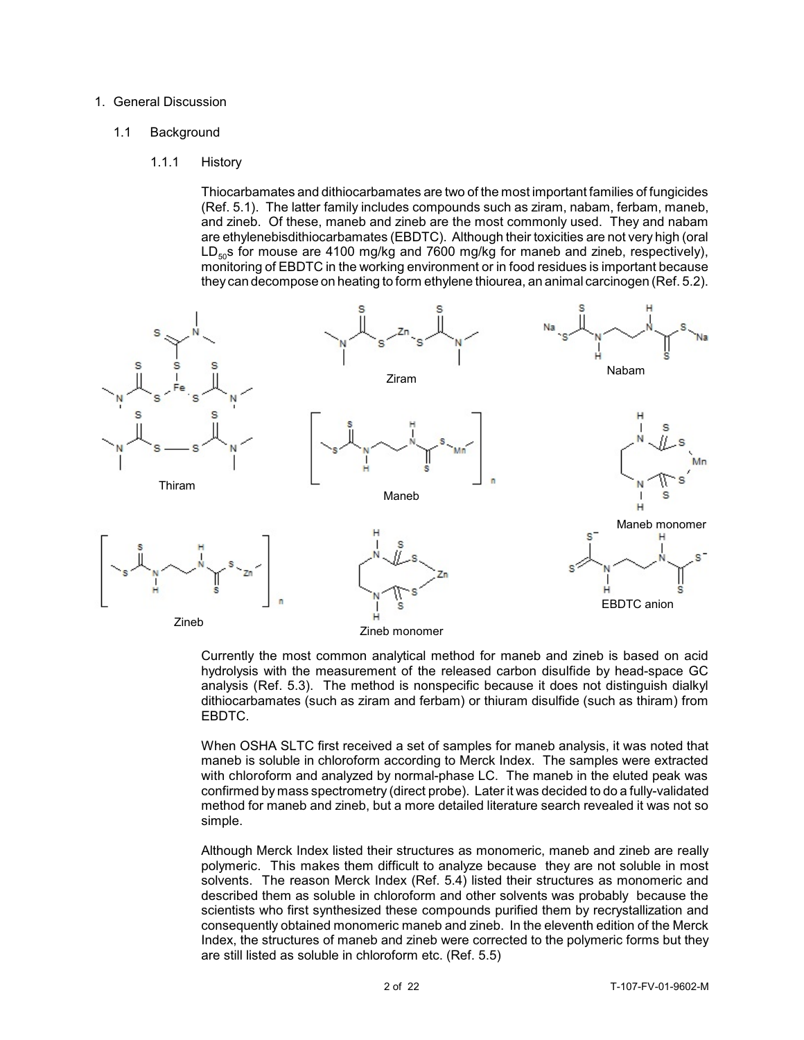1. General Discussion

   1.1 Background

      1.1.1 History

Thiocarbamates and dithiocarbamates are two of the most important families of fungicides (Ref. 5.1). The latter family includes compounds such as ziram, nabam, ferbam, maneb, and zineb. Of these, maneb and zineb are the most commonly used. They and nabam are ethylenebisdithiocarbamates (EBDTC). Although their toxicities are not very high (oral $LD_{50}$s for mouse are 4100 mg/kg and 7600 mg/kg for maneb and zineb, respectively), monitoring of EBDTC in the working environment or in food residues is important because they can decompose on heating to form ethylene thiourea, an animal carcinogen (Ref. 5.2).

Thiram

Ziram

Nabam

Maneb

Maneb monomer

Zineb

Zineb monomer

EBDTC anion

Currently the most common analytical method for maneb and zineb is based on acid hydrolysis with the measurement of the released carbon disulfide by head-space GC analysis (Ref. 5.3). The method is nonspecific because it does not distinguish dialkyl dithiocarbamates (such as ziram and ferbam) or thiuram disulfide (such as thiram) from EBDTC.

When OSHA SLTC first received a set of samples for maneb analysis, it was noted that maneb is soluble in chloroform according to Merck Index. The samples were extracted with chloroform and analyzed by normal-phase LC. The maneb in the eluted peak was confirmed by mass spectrometry (direct probe). Later it was decided to do a fully-validated method for maneb and zineb, but a more detailed literature search revealed it was not so simple.

Although Merck Index listed their structures as monomeric, maneb and zineb are really polymeric. This makes them difficult to analyze because they are not soluble in most solvents. The reason Merck Index (Ref. 5.4) listed their structures as monomeric and described them as soluble in chloroform and other solvents was probably because the scientists who first synthesized these compounds purified them by recrystallization and consequently obtained monomeric maneb and zineb. In the eleventh edition of the Merck Index, the structures of maneb and zineb were corrected to the polymeric forms but they are still listed as soluble in chloroform etc. (Ref. 5.5)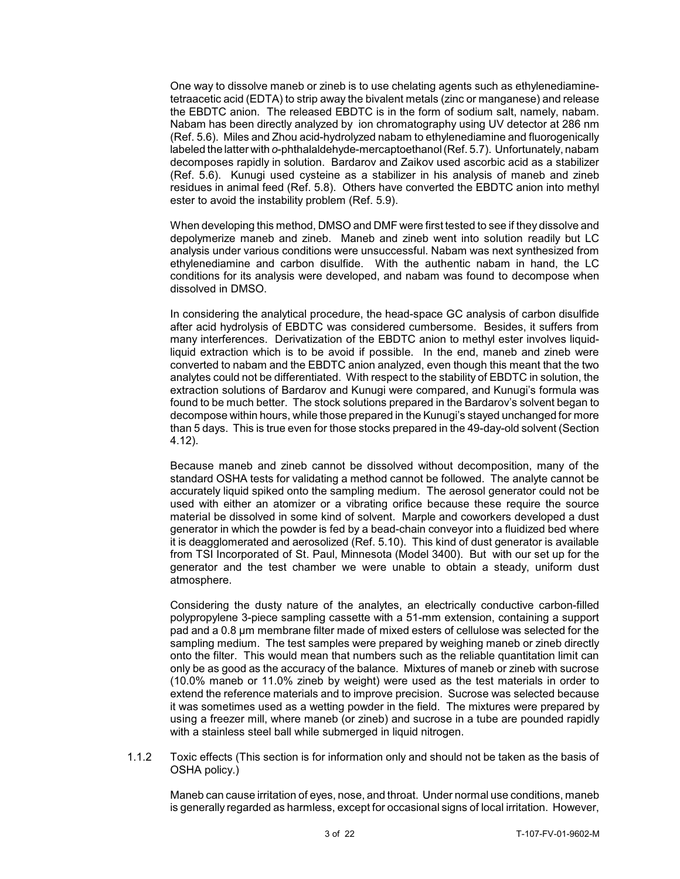One way to dissolve maneb or zineb is to use chelating agents such as ethylenediaminetetraacetic acid (EDTA) to strip away the bivalent metals (zinc or manganese) and release the EBDTC anion. The released EBDTC is in the form of sodium salt, namely, nabam. Nabam has been directly analyzed by ion chromatography using UV detector at 286 nm (Ref. 5.6). Miles and Zhou acid-hydrolyzed nabam to ethylenediamine and fluorogenically labeled the latter with *o*-phthalaldehyde-mercaptoethanol (Ref. 5.7). Unfortunately, nabam decomposes rapidly in solution. Bardarov and Zaikov used ascorbic acid as a stabilizer (Ref. 5.6). Kunugi used cysteine as a stabilizer in his analysis of maneb and zineb residues in animal feed (Ref. 5.8). Others have converted the EBDTC anion into methyl ester to avoid the instability problem (Ref. 5.9).

When developing this method, DMSO and DMF were first tested to see if they dissolve and depolymerize maneb and zineb. Maneb and zineb went into solution readily but LC analysis under various conditions were unsuccessful. Nabam was next synthesized from ethylenediamine and carbon disulfide. With the authentic nabam in hand, the LC conditions for its analysis were developed, and nabam was found to decompose when dissolved in DMSO.

In considering the analytical procedure, the head-space GC analysis of carbon disulfide after acid hydrolysis of EBDTC was considered cumbersome. Besides, it suffers from many interferences. Derivatization of the EBDTC anion to methyl ester involves liquid-liquid extraction which is to be avoid if possible. In the end, maneb and zineb were converted to nabam and the EBDTC anion analyzed, even though this meant that the two analytes could not be differentiated. With respect to the stability of EBDTC in solution, the extraction solutions of Bardarov and Kunugi were compared, and Kunugi's formula was found to be much better. The stock solutions prepared in the Bardarov's solvent began to decompose within hours, while those prepared in the Kunugi's stayed unchanged for more than 5 days. This is true even for those stocks prepared in the 49-day-old solvent (Section 4.12).

Because maneb and zineb cannot be dissolved without decomposition, many of the standard OSHA tests for validating a method cannot be followed. The analyte cannot be accurately liquid spiked onto the sampling medium. The aerosol generator could not be used with either an atomizer or a vibrating orifice because these require the source material be dissolved in some kind of solvent. Marple and coworkers developed a dust generator in which the powder is fed by a bead-chain conveyor into a fluidized bed where it is deagglomerated and aerosolized (Ref. 5.10). This kind of dust generator is available from TSI Incorporated of St. Paul, Minnesota (Model 3400). But with our set up for the generator and the test chamber we were unable to obtain a steady, uniform dust atmosphere.

Considering the dusty nature of the analytes, an electrically conductive carbon-filled polypropylene 3-piece sampling cassette with a 51-mm extension, containing a support pad and a 0.8 µm membrane filter made of mixed esters of cellulose was selected for the sampling medium. The test samples were prepared by weighing maneb or zineb directly onto the filter. This would mean that numbers such as the reliable quantitation limit can only be as good as the accuracy of the balance. Mixtures of maneb or zineb with sucrose (10.0% maneb or 11.0% zineb by weight) were used as the test materials in order to extend the reference materials and to improve precision. Sucrose was selected because it was sometimes used as a wetting powder in the field. The mixtures were prepared by using a freezer mill, where maneb (or zineb) and sucrose in a tube are pounded rapidly with a stainless steel ball while submerged in liquid nitrogen.

1.1.2 Toxic effects (This section is for information only and should not be taken as the basis of OSHA policy.)

Maneb can cause irritation of eyes, nose, and throat. Under normal use conditions, maneb is generally regarded as harmless, except for occasional signs of local irritation. However,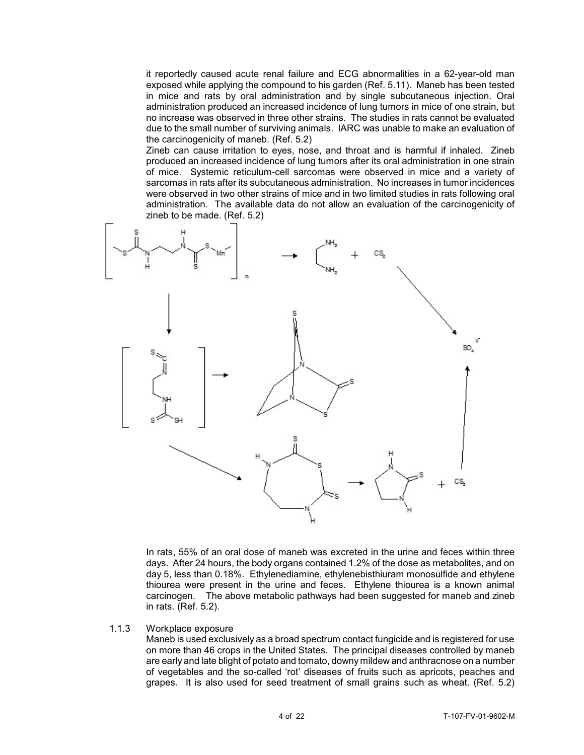it reportedly caused acute renal failure and ECG abnormalities in a 62-year-old man exposed while applying the compound to his garden (Ref. 5.11). Maneb has been tested in mice and rats by oral administration and by single subcutaneous injection. Oral administration produced an increased incidence of lung tumors in mice of one strain, but no increase was observed in three other strains. The studies in rats cannot be evaluated due to the small number of surviving animals. IARC was unable to make an evaluation of the carcinogenicity of maneb. (Ref. 5.2)

Zineb can cause irritation to eyes, nose, and throat and is harmful if inhaled. Zineb produced an increased incidence of lung tumors after its oral administration in one strain of mice. Systemic reticulum-cell sarcomas were observed in mice and a variety of sarcomas in rats after its subcutaneous administration. No increases in tumor incidences were observed in two other strains of mice and in two limited studies in rats following oral administration. The available data do not allow an evaluation of the carcinogenicity of zineb to be made. (Ref. 5.2)

In rats, 55% of an oral dose of maneb was excreted in the urine and feces within three days. After 24 hours, the body organs contained 1.2% of the dose as metabolites, and on day 5, less than 0.18%. Ethylenediamine, ethylenebisthiuram monosulfide and ethylene thiourea were present in the urine and feces. Ethylene thiourea is a known animal carcinogen. The above metabolic pathways had been suggested for maneb and zineb in rats. (Ref. 5.2).

1.1.3 Workplace exposure

Maneb is used exclusively as a broad spectrum contact fungicide and is registered for use on more than 46 crops in the United States. The principal diseases controlled by maneb are early and late blight of potato and tomato, downy mildew and anthracnose on a number of vegetables and the so-called 'rot' diseases of fruits such as apricots, peaches and grapes. It is also used for seed treatment of small grains such as wheat. (Ref. 5.2)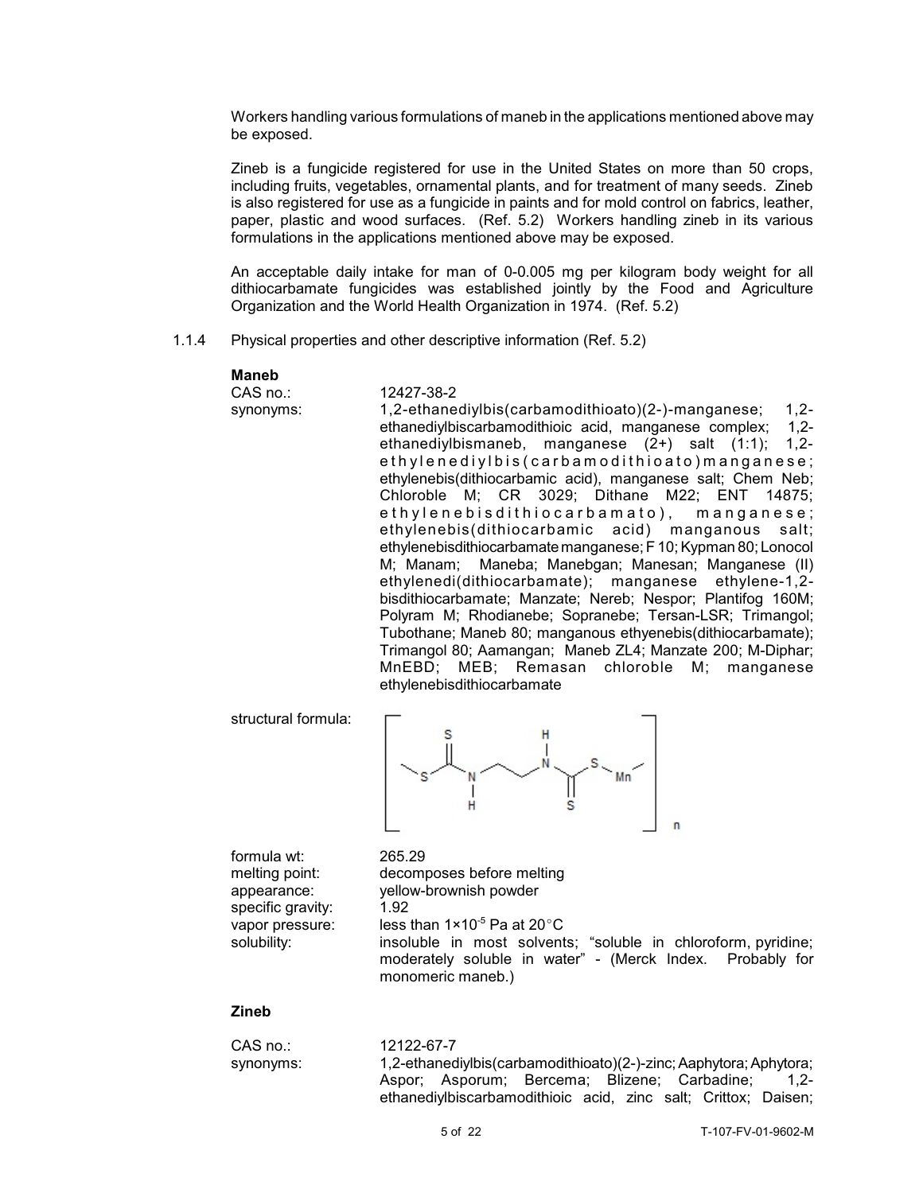Workers handling various formulations of maneb in the applications mentioned above may be exposed.

Zineb is a fungicide registered for use in the United States on more than 50 crops, including fruits, vegetables, ornamental plants, and for treatment of many seeds. Zineb is also registered for use as a fungicide in paints and for mold control on fabrics, leather, paper, plastic and wood surfaces. (Ref. 5.2) Workers handling zineb in its various formulations in the applications mentioned above may be exposed.

An acceptable daily intake for man of 0-0.005 mg per kilogram body weight for all dithiocarbamate fungicides was established jointly by the Food and Agriculture Organization and the World Health Organization in 1974. (Ref. 5.2)

1.1.4 Physical properties and other descriptive information (Ref. 5.2)

**Maneb**

CAS no.: 12427-38-2

synonyms: 1,2-ethanediylbis(carbamodithioato)(2-)-manganese; 1,2-ethanediylbiscarbamodithioic acid, manganese complex; 1,2-ethanediylbismaneb, manganese (2+) salt (1:1); 1,2-ethylenediylbis(carbamodithioato)manganese; ethylenebis(dithiocarbamic acid), manganese salt; Chem Neb; Chloroble M; CR 3029; Dithane M22; ENT 14875; ethylenebisdithiocarbamato), manganese; ethylenebis(dithiocarbamic acid) manganous salt; ethylenebisdithiocarbamate manganese; F 10; Kypman 80; Lonocol M; Manam; Maneba; Manebgan; Manesan; Manganese (II) ethylenedi(dithiocarbamate); manganese ethylene-1,2-bisdithiocarbamate; Manzate; Nereb; Nespor; Plantifog 160M; Polyram M; Rhodianebe; Sopranebe; Tersan-LSR; Trimangol; Tubothane; Maneb 80; manganous ethyenebis(dithiocarbamate); Trimangol 80; Aamangan; Maneb ZL4; Manzate 200; M-Diphar; MnEBD; MEB; Remasan chloroble M; manganese ethylenebisdithiocarbamate

structural formula:

formula wt: 265.29

melting point: decomposes before melting

appearance: yellow-brownish powder

specific gravity: 1.92

vapor pressure: less than $1 \times 10^{-5}$ Pa at 20°C

solubility: insoluble in most solvents; "soluble in chloroform, pyridine; moderately soluble in water" - (Merck Index. Probably for monomeric maneb.)

**Zineb**

CAS no.: 12122-67-7

synonyms: 1,2-ethanediylbis(carbamodithioato)(2-)-zinc; Aaphytora; Aphytora; Aspor; Asporum; Bercema; Blizene; Carbadine; 1,2-ethanediylbiscarbamodithioic acid, zinc salt; Crittox; Daisen;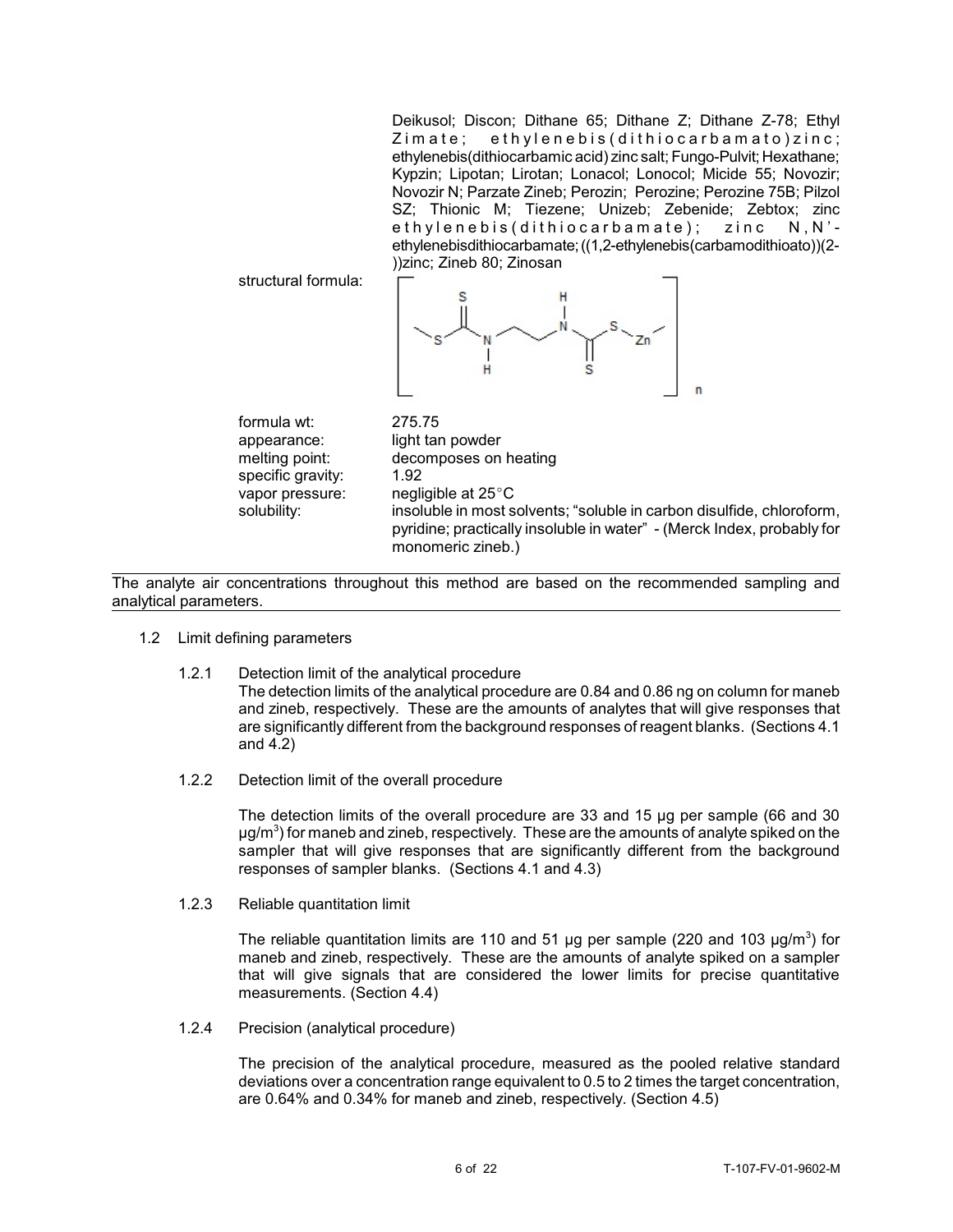| | |
|---|---|
| | Deikusol; Discon; Dithane 65; Dithane Z; Dithane Z-78; Ethyl Zimate; ethylenebis(dithiocarbamato)zinc; ethylenebis(dithiocarbamic acid) zinc salt; Fungo-Pulvit; Hexathane; Kypzin; Lipotan; Lirotan; Lonacol; Lonocol; Micide 55; Novozir; Novozir N; Parzate Zineb; Perozin; Perozine; Perozine 75B; Pilzol SZ; Thionic M; Tiezene; Unizeb; Zebenide; Zebtox; zinc ethylenebis(dithiocarbamate); zinc N,N'-ethylenebisdithiocarbamate; ((1,2-ethylenebis(carbamodithioato))(2-))zinc; Zineb 80; Zinosan |
| structural formula: | $[-S-C(=S)-NH-CH_2-CH_2-NH-C(=S)-S-Zn-]_n$ |
| formula wt: | 275.75 |
| appearance: | light tan powder |
| melting point: | decomposes on heating |
| specific gravity: | 1.92 |
| vapor pressure: | negligible at 25°C |
| solubility: | insoluble in most solvents; "soluble in carbon disulfide, chloroform, pyridine; practically insoluble in water" - (Merck Index, probably for monomeric zineb.) |

The analyte air concentrations throughout this method are based on the recommended sampling and analytical parameters.

1.2 Limit defining parameters

1.2.1 Detection limit of the analytical procedure

The detection limits of the analytical procedure are 0.84 and 0.86 ng on column for maneb and zineb, respectively. These are the amounts of analytes that will give responses that are significantly different from the background responses of reagent blanks. (Sections 4.1 and 4.2)

1.2.2 Detection limit of the overall procedure

The detection limits of the overall procedure are 33 and 15 µg per sample (66 and 30 µg/m$^3$) for maneb and zineb, respectively. These are the amounts of analyte spiked on the sampler that will give responses that are significantly different from the background responses of sampler blanks. (Sections 4.1 and 4.3)

1.2.3 Reliable quantitation limit

The reliable quantitation limits are 110 and 51 µg per sample (220 and 103 µg/m$^3$) for maneb and zineb, respectively. These are the amounts of analyte spiked on a sampler that will give signals that are considered the lower limits for precise quantitative measurements. (Section 4.4)

1.2.4 Precision (analytical procedure)

The precision of the analytical procedure, measured as the pooled relative standard deviations over a concentration range equivalent to 0.5 to 2 times the target concentration, are 0.64% and 0.34% for maneb and zineb, respectively. (Section 4.5)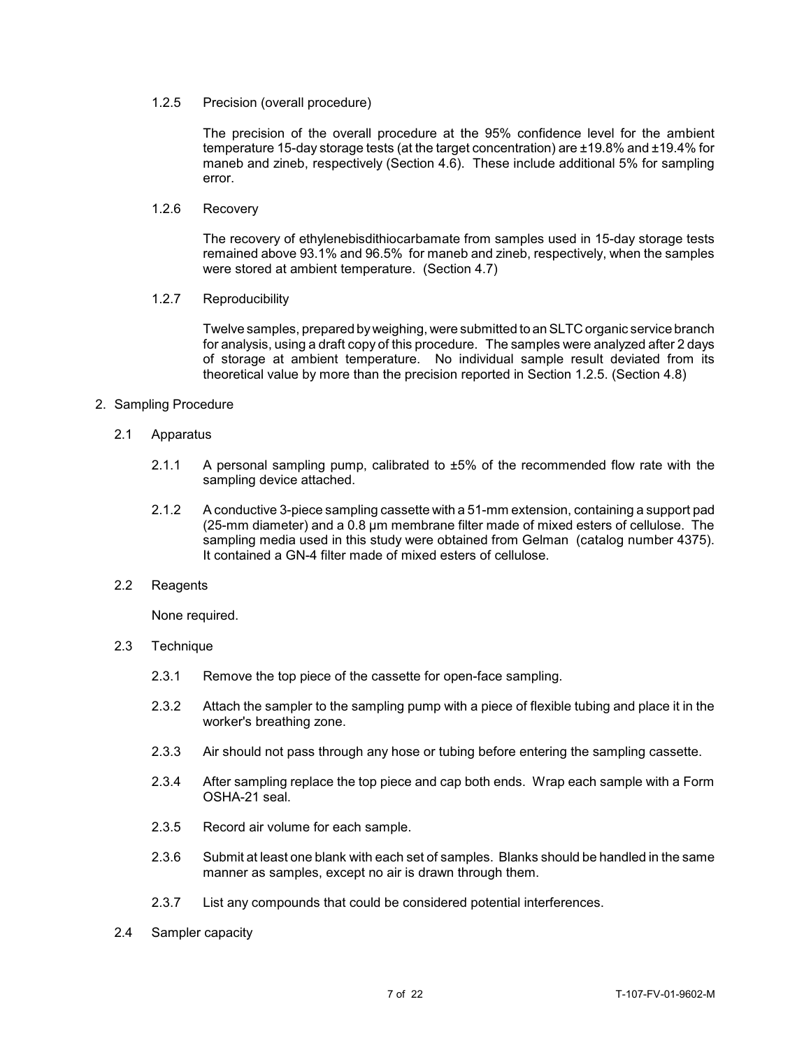1.2.5 Precision (overall procedure)

The precision of the overall procedure at the 95% confidence level for the ambient temperature 15-day storage tests (at the target concentration) are ±19.8% and ±19.4% for maneb and zineb, respectively (Section 4.6). These include additional 5% for sampling error.

1.2.6 Recovery

The recovery of ethylenebisdithiocarbamate from samples used in 15-day storage tests remained above 93.1% and 96.5% for maneb and zineb, respectively, when the samples were stored at ambient temperature. (Section 4.7)

1.2.7 Reproducibility

Twelve samples, prepared by weighing, were submitted to an SLTC organic service branch for analysis, using a draft copy of this procedure. The samples were analyzed after 2 days of storage at ambient temperature. No individual sample result deviated from its theoretical value by more than the precision reported in Section 1.2.5. (Section 4.8)

## 2. Sampling Procedure

### 2.1 Apparatus

2.1.1 A personal sampling pump, calibrated to ±5% of the recommended flow rate with the sampling device attached.

2.1.2 A conductive 3-piece sampling cassette with a 51-mm extension, containing a support pad (25-mm diameter) and a 0.8 µm membrane filter made of mixed esters of cellulose. The sampling media used in this study were obtained from Gelman (catalog number 4375). It contained a GN-4 filter made of mixed esters of cellulose.

### 2.2 Reagents

None required.

### 2.3 Technique

2.3.1 Remove the top piece of the cassette for open-face sampling.

2.3.2 Attach the sampler to the sampling pump with a piece of flexible tubing and place it in the worker's breathing zone.

2.3.3 Air should not pass through any hose or tubing before entering the sampling cassette.

2.3.4 After sampling replace the top piece and cap both ends. Wrap each sample with a Form OSHA-21 seal.

2.3.5 Record air volume for each sample.

2.3.6 Submit at least one blank with each set of samples. Blanks should be handled in the same manner as samples, except no air is drawn through them.

2.3.7 List any compounds that could be considered potential interferences.

### 2.4 Sampler capacity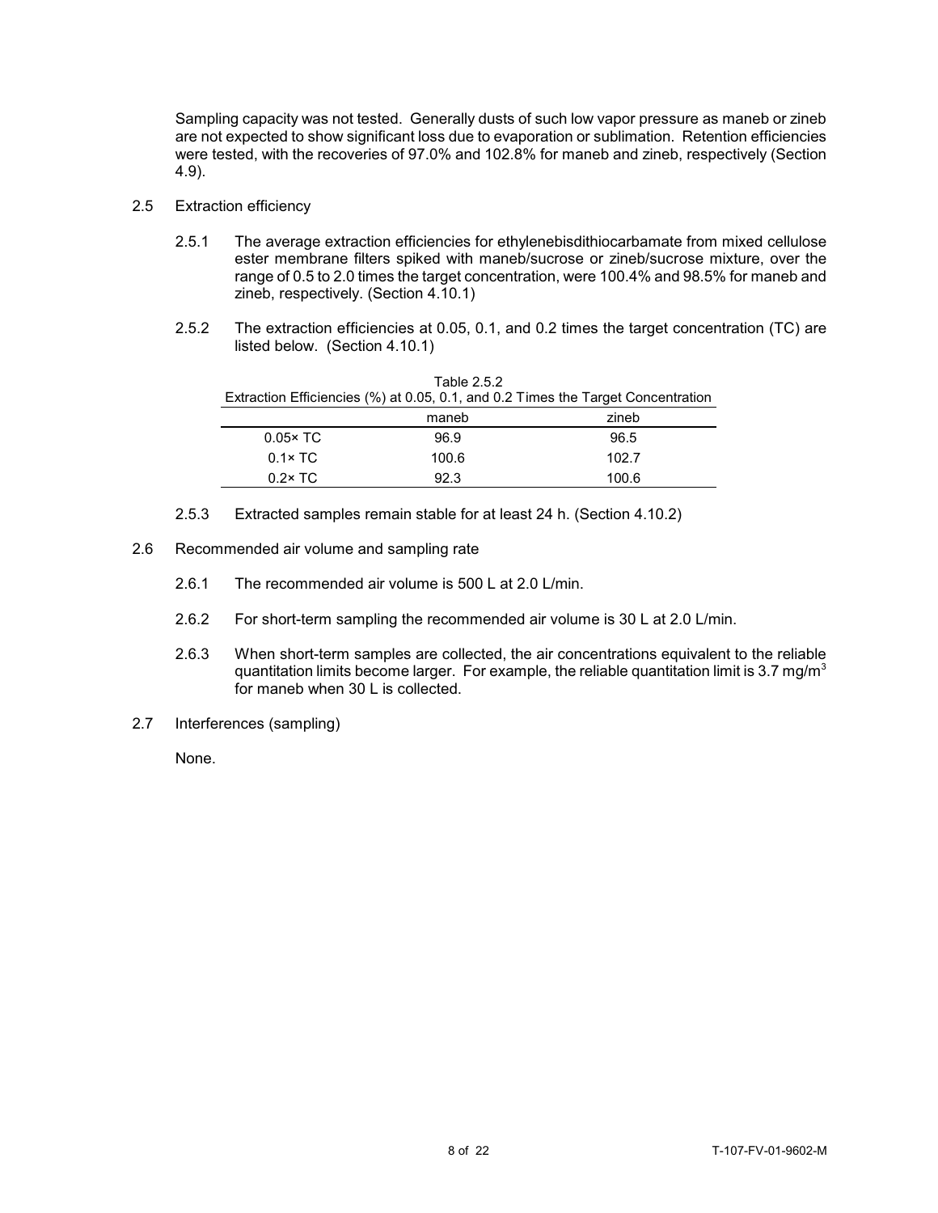Sampling capacity was not tested. Generally dusts of such low vapor pressure as maneb or zineb are not expected to show significant loss due to evaporation or sublimation. Retention efficiencies were tested, with the recoveries of 97.0% and 102.8% for maneb and zineb, respectively (Section 4.9).

2.5 Extraction efficiency

2.5.1 The average extraction efficiencies for ethylenebisdithiocarbamate from mixed cellulose ester membrane filters spiked with maneb/sucrose or zineb/sucrose mixture, over the range of 0.5 to 2.0 times the target concentration, were 100.4% and 98.5% for maneb and zineb, respectively. (Section 4.10.1)

2.5.2 The extraction efficiencies at 0.05, 0.1, and 0.2 times the target concentration (TC) are listed below. (Section 4.10.1)

Table 2.5.2
Extraction Efficiencies (%) at 0.05, 0.1, and 0.2 Times the Target Concentration

| | maneb | zineb |
|---|---|---|
| 0.05× TC | 96.9 | 96.5 |
| 0.1× TC | 100.6 | 102.7 |
| 0.2× TC | 92.3 | 100.6 |

2.5.3 Extracted samples remain stable for at least 24 h. (Section 4.10.2)

2.6 Recommended air volume and sampling rate

2.6.1 The recommended air volume is 500 L at 2.0 L/min.

2.6.2 For short-term sampling the recommended air volume is 30 L at 2.0 L/min.

2.6.3 When short-term samples are collected, the air concentrations equivalent to the reliable quantitation limits become larger. For example, the reliable quantitation limit is 3.7 mg/m$^3$ for maneb when 30 L is collected.

2.7 Interferences (sampling)

None.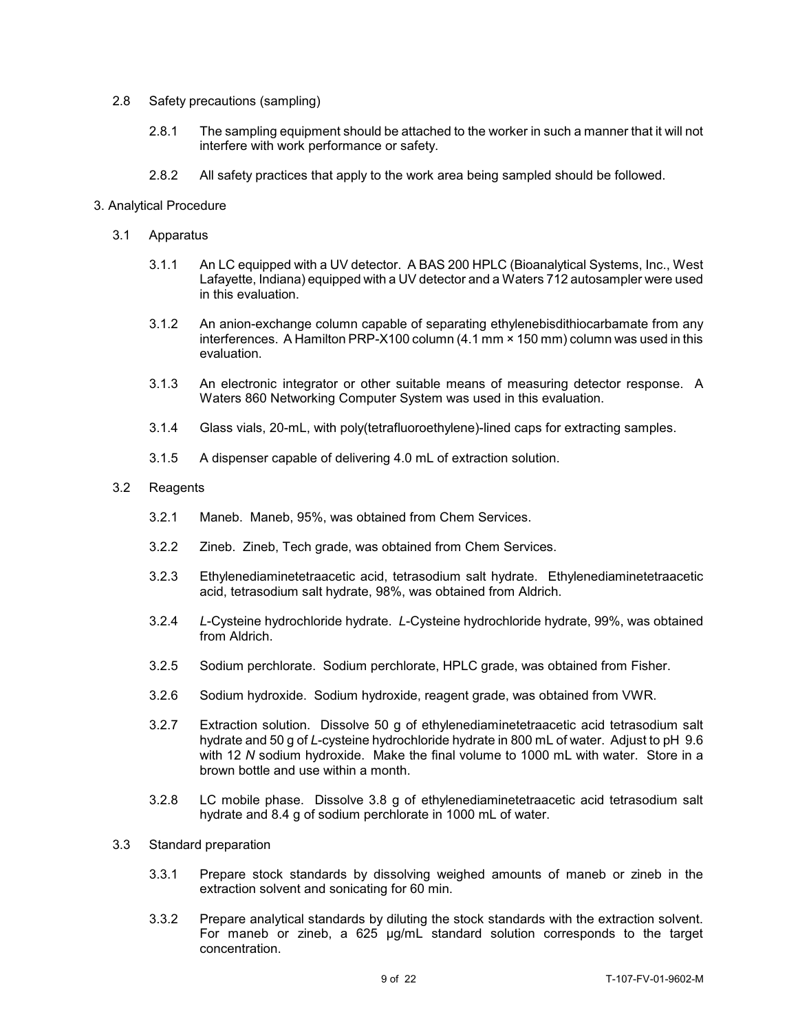2.8 Safety precautions (sampling)

2.8.1 The sampling equipment should be attached to the worker in such a manner that it will not interfere with work performance or safety.

2.8.2 All safety practices that apply to the work area being sampled should be followed.

3. Analytical Procedure

3.1 Apparatus

3.1.1 An LC equipped with a UV detector. A BAS 200 HPLC (Bioanalytical Systems, Inc., West Lafayette, Indiana) equipped with a UV detector and a Waters 712 autosampler were used in this evaluation.

3.1.2 An anion-exchange column capable of separating ethylenebisdithiocarbamate from any interferences. A Hamilton PRP-X100 column (4.1 mm × 150 mm) column was used in this evaluation.

3.1.3 An electronic integrator or other suitable means of measuring detector response. A Waters 860 Networking Computer System was used in this evaluation.

3.1.4 Glass vials, 20-mL, with poly(tetrafluoroethylene)-lined caps for extracting samples.

3.1.5 A dispenser capable of delivering 4.0 mL of extraction solution.

3.2 Reagents

3.2.1 Maneb. Maneb, 95%, was obtained from Chem Services.

3.2.2 Zineb. Zineb, Tech grade, was obtained from Chem Services.

3.2.3 Ethylenediaminetetraacetic acid, tetrasodium salt hydrate. Ethylenediaminetetraacetic acid, tetrasodium salt hydrate, 98%, was obtained from Aldrich.

3.2.4 *L*-Cysteine hydrochloride hydrate. *L*-Cysteine hydrochloride hydrate, 99%, was obtained from Aldrich.

3.2.5 Sodium perchlorate. Sodium perchlorate, HPLC grade, was obtained from Fisher.

3.2.6 Sodium hydroxide. Sodium hydroxide, reagent grade, was obtained from VWR.

3.2.7 Extraction solution. Dissolve 50 g of ethylenediaminetetraacetic acid tetrasodium salt hydrate and 50 g of *L*-cysteine hydrochloride hydrate in 800 mL of water. Adjust to pH 9.6 with 12 *N* sodium hydroxide. Make the final volume to 1000 mL with water. Store in a brown bottle and use within a month.

3.2.8 LC mobile phase. Dissolve 3.8 g of ethylenediaminetetraacetic acid tetrasodium salt hydrate and 8.4 g of sodium perchlorate in 1000 mL of water.

3.3 Standard preparation

3.3.1 Prepare stock standards by dissolving weighed amounts of maneb or zineb in the extraction solvent and sonicating for 60 min.

3.3.2 Prepare analytical standards by diluting the stock standards with the extraction solvent. For maneb or zineb, a 625 µg/mL standard solution corresponds to the target concentration.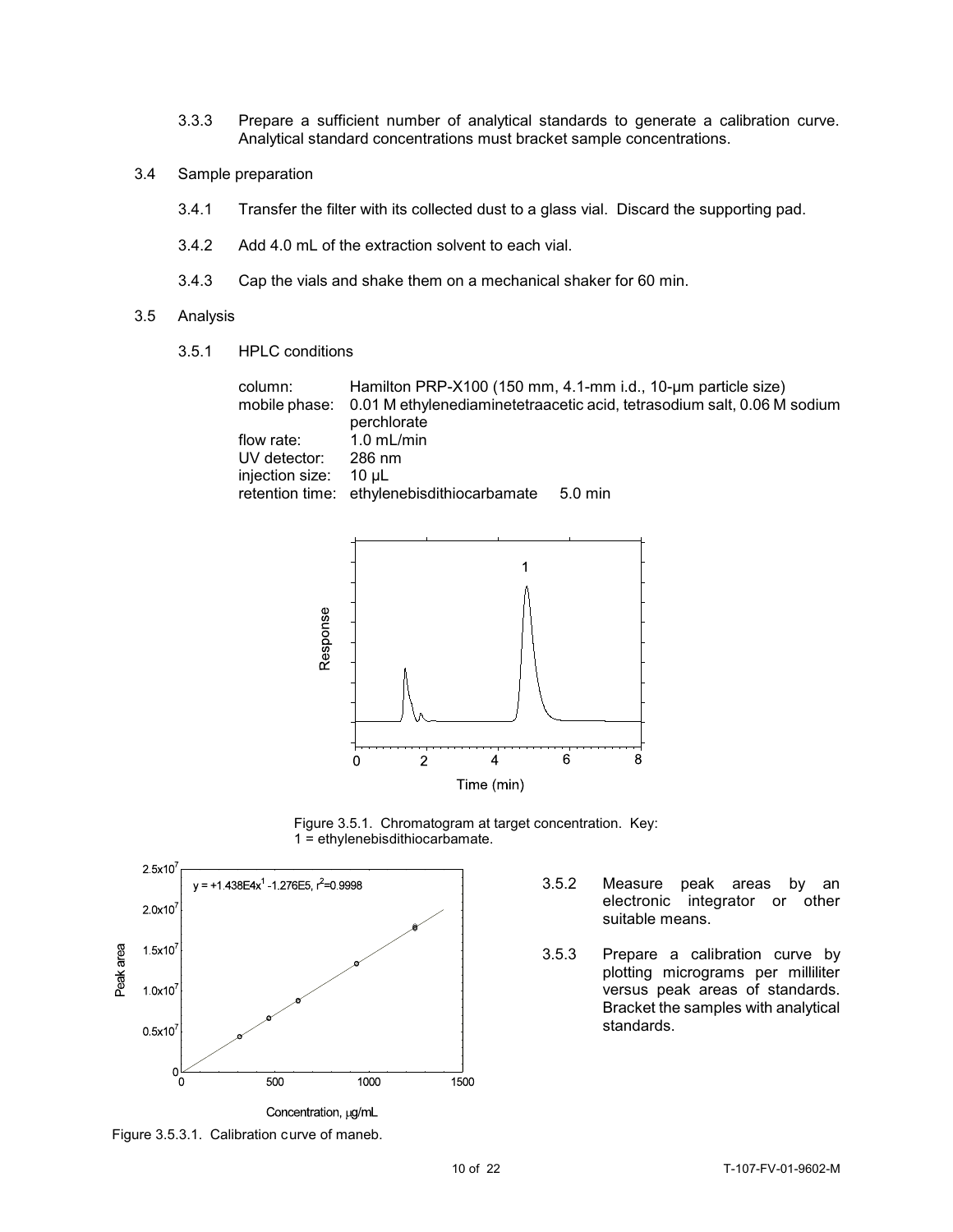3.3.3 Prepare a sufficient number of analytical standards to generate a calibration curve. Analytical standard concentrations must bracket sample concentrations.

3.4 Sample preparation

3.4.1 Transfer the filter with its collected dust to a glass vial. Discard the supporting pad.

3.4.2 Add 4.0 mL of the extraction solvent to each vial.

3.4.3 Cap the vials and shake them on a mechanical shaker for 60 min.

3.5 Analysis

3.5.1 HPLC conditions

column: Hamilton PRP-X100 (150 mm, 4.1-mm i.d., 10-µm particle size)
mobile phase: 0.01 M ethylenediaminetetraacetic acid, tetrasodium salt, 0.06 M sodium perchlorate
flow rate: 1.0 mL/min
UV detector: 286 nm
injection size: 10 µL
retention time: ethylenebisdithiocarbamate 5.0 min

Figure 3.5.1. Chromatogram at target concentration. Key: 1 = ethylenebisdithiocarbamate.

Figure 3.5.3.1. Calibration curve of maneb.

3.5.2 Measure peak areas by an electronic integrator or other suitable means.

3.5.3 Prepare a calibration curve by plotting micrograms per milliliter versus peak areas of standards. Bracket the samples with analytical standards.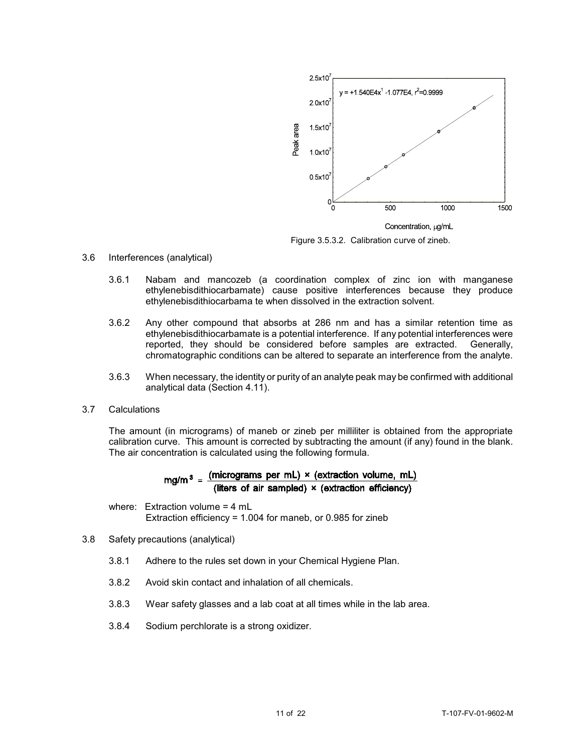Figure 3.5.3.2. Calibration curve of zineb.

3.6 Interferences (analytical)

3.6.1 Nabam and mancozeb (a coordination complex of zinc ion with manganese ethylenebisdithiocarbamate) cause positive interferences because they produce ethylenebisdithiocarbama te when dissolved in the extraction solvent.

3.6.2 Any other compound that absorbs at 286 nm and has a similar retention time as ethylenebisdithiocarbamate is a potential interference. If any potential interferences were reported, they should be considered before samples are extracted. Generally, chromatographic conditions can be altered to separate an interference from the analyte.

3.6.3 When necessary, the identity or purity of an analyte peak may be confirmed with additional analytical data (Section 4.11).

3.7 Calculations

The amount (in micrograms) of maneb or zineb per milliliter is obtained from the appropriate calibration curve. This amount is corrected by subtracting the amount (if any) found in the blank. The air concentration is calculated using the following formula.

$$\text{mg/m}^3 = \frac{(\text{micrograms per mL}) \times (\text{extraction volume, mL})}{(\text{liters of air sampled}) \times (\text{extraction efficiency})}$$

where: Extraction volume = 4 mL
Extraction efficiency = 1.004 for maneb, or 0.985 for zineb

3.8 Safety precautions (analytical)

3.8.1 Adhere to the rules set down in your Chemical Hygiene Plan.

3.8.2 Avoid skin contact and inhalation of all chemicals.

3.8.3 Wear safety glasses and a lab coat at all times while in the lab area.

3.8.4 Sodium perchlorate is a strong oxidizer.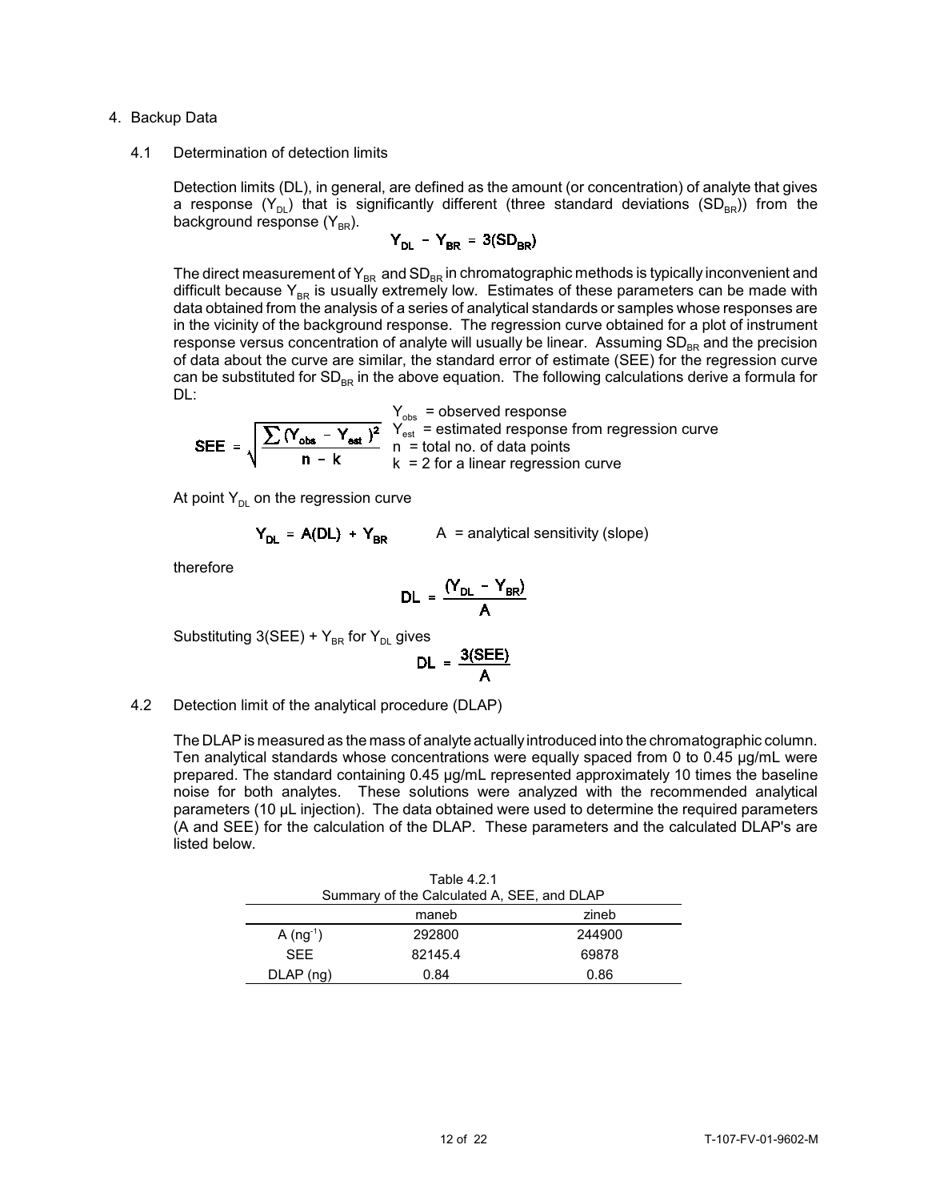## 4. Backup Data

### 4.1 Determination of detection limits

Detection limits (DL), in general, are defined as the amount (or concentration) of analyte that gives a response ($Y_{DL}$) that is significantly different (three standard deviations ($SD_{BR}$)) from the background response ($Y_{BR}$).

$$Y_{DL} - Y_{BR} = 3(SD_{BR})$$

The direct measurement of $Y_{BR}$ and $SD_{BR}$ in chromatographic methods is typically inconvenient and difficult because $Y_{BR}$ is usually extremely low. Estimates of these parameters can be made with data obtained from the analysis of a series of analytical standards or samples whose responses are in the vicinity of the background response. The regression curve obtained for a plot of instrument response versus concentration of analyte will usually be linear. Assuming $SD_{BR}$ and the precision of data about the curve are similar, the standard error of estimate (SEE) for the regression curve can be substituted for $SD_{BR}$ in the above equation. The following calculations derive a formula for DL:

$$SEE = \sqrt{\frac{\sum (Y_{obs} - Y_{est})^2}{n - k}}$$

$Y_{obs}$ = observed response
$Y_{est}$ = estimated response from regression curve
$n$ = total no. of data points
$k$ = 2 for a linear regression curve

At point $Y_{DL}$ on the regression curve

$$Y_{DL} = A(DL) + Y_{BR}$$

$A$ = analytical sensitivity (slope)

therefore

$$DL = \frac{(Y_{DL} - Y_{BR})}{A}$$

Substituting $3(SEE) + Y_{BR}$ for $Y_{DL}$ gives

$$DL = \frac{3(SEE)}{A}$$

### 4.2 Detection limit of the analytical procedure (DLAP)

The DLAP is measured as the mass of analyte actually introduced into the chromatographic column. Ten analytical standards whose concentrations were equally spaced from 0 to 0.45 µg/mL were prepared. The standard containing 0.45 µg/mL represented approximately 10 times the baseline noise for both analytes. These solutions were analyzed with the recommended analytical parameters (10 µL injection). The data obtained were used to determine the required parameters (A and SEE) for the calculation of the DLAP. These parameters and the calculated DLAP's are listed below.

Table 4.2.1
Summary of the Calculated A, SEE, and DLAP

| | maneb | zineb |
|---|---|---|
| A ($ng^{-1}$) | 292800 | 244900 |
| SEE | 82145.4 | 69878 |
| DLAP (ng) | 0.84 | 0.86 |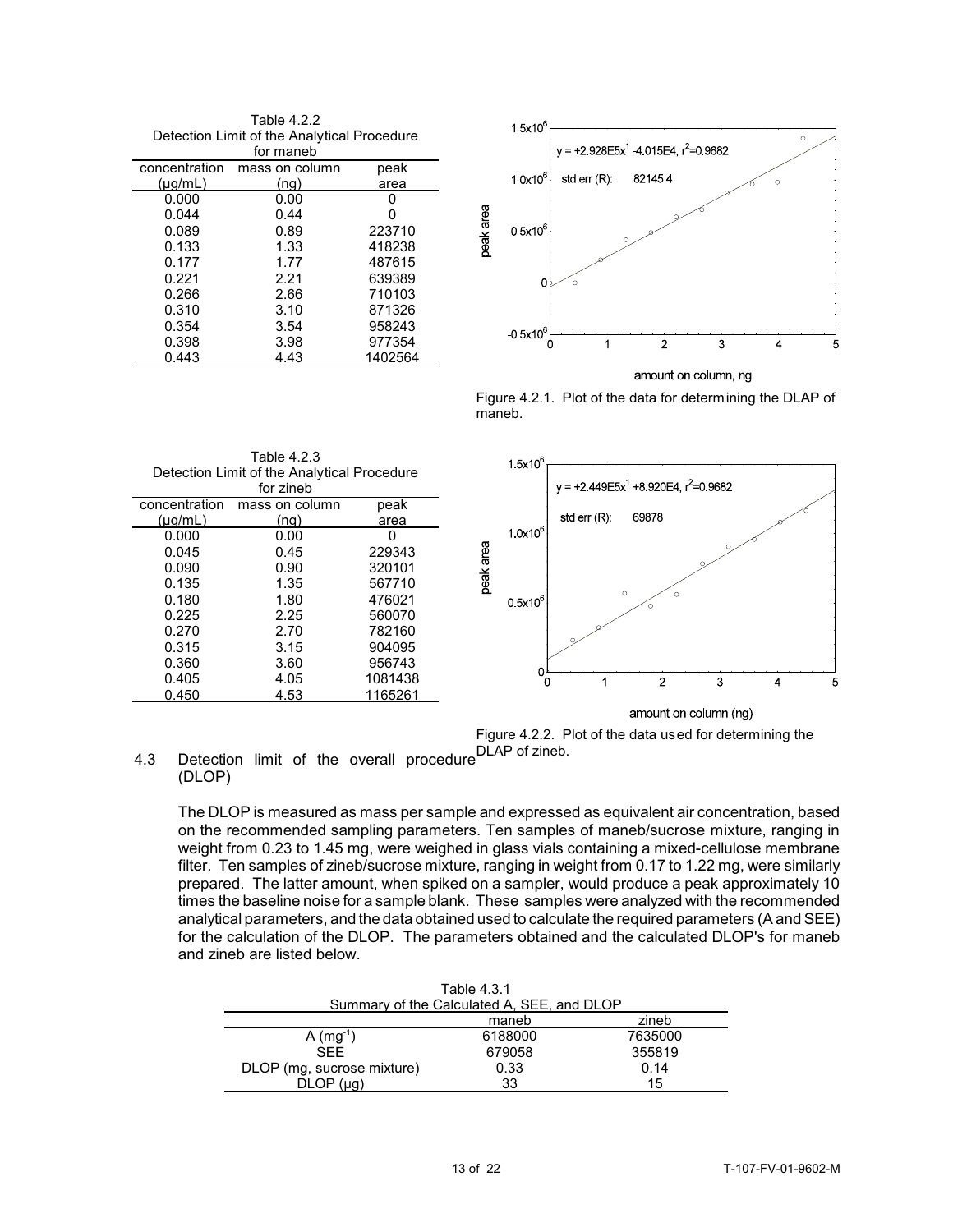Table 4.2.2
Detection Limit of the Analytical Procedure for maneb

| concentration (µg/mL) | mass on column (ng) | peak area |
|---|---|---|
| 0.000 | 0.00 | 0 |
| 0.044 | 0.44 | 0 |
| 0.089 | 0.89 | 223710 |
| 0.133 | 1.33 | 418238 |
| 0.177 | 1.77 | 487615 |
| 0.221 | 2.21 | 639389 |
| 0.266 | 2.66 | 710103 |
| 0.310 | 3.10 | 871326 |
| 0.354 | 3.54 | 958243 |
| 0.398 | 3.98 | 977354 |
| 0.443 | 4.43 | 1402564 |

$y = +2.928E5x^1 - 4.015E4$, $r^2 = 0.9682$

std err (R): 82145.4

Figure 4.2.1. Plot of the data for determining the DLAP of maneb.

Table 4.2.3
Detection Limit of the Analytical Procedure for zineb

| concentration (µg/mL) | mass on column (ng) | peak area |
|---|---|---|
| 0.000 | 0.00 | 0 |
| 0.045 | 0.45 | 229343 |
| 0.090 | 0.90 | 320101 |
| 0.135 | 1.35 | 567710 |
| 0.180 | 1.80 | 476021 |
| 0.225 | 2.25 | 560070 |
| 0.270 | 2.70 | 782160 |
| 0.315 | 3.15 | 904095 |
| 0.360 | 3.60 | 956743 |
| 0.405 | 4.05 | 1081438 |
| 0.450 | 4.53 | 1165261 |

$y = +2.449E5x^1 + 8.920E4$, $r^2 = 0.9682$

std err (R): 69878

Figure 4.2.2. Plot of the data used for determining the DLAP of zineb.

## 4.3 Detection limit of the overall procedure (DLOP)

The DLOP is measured as mass per sample and expressed as equivalent air concentration, based on the recommended sampling parameters. Ten samples of maneb/sucrose mixture, ranging in weight from 0.23 to 1.45 mg, were weighed in glass vials containing a mixed-cellulose membrane filter. Ten samples of zineb/sucrose mixture, ranging in weight from 0.17 to 1.22 mg, were similarly prepared. The latter amount, when spiked on a sampler, would produce a peak approximately 10 times the baseline noise for a sample blank. These samples were analyzed with the recommended analytical parameters, and the data obtained used to calculate the required parameters (A and SEE) for the calculation of the DLOP. The parameters obtained and the calculated DLOP's for maneb and zineb are listed below.

Table 4.3.1
Summary of the Calculated A, SEE, and DLOP

| | maneb | zineb |
|---|---|---|
| A ($mg^{-1}$) | 6188000 | 7635000 |
| SEE | 679058 | 355819 |
| DLOP (mg, sucrose mixture) | 0.33 | 0.14 |
| DLOP (µg) | 33 | 15 |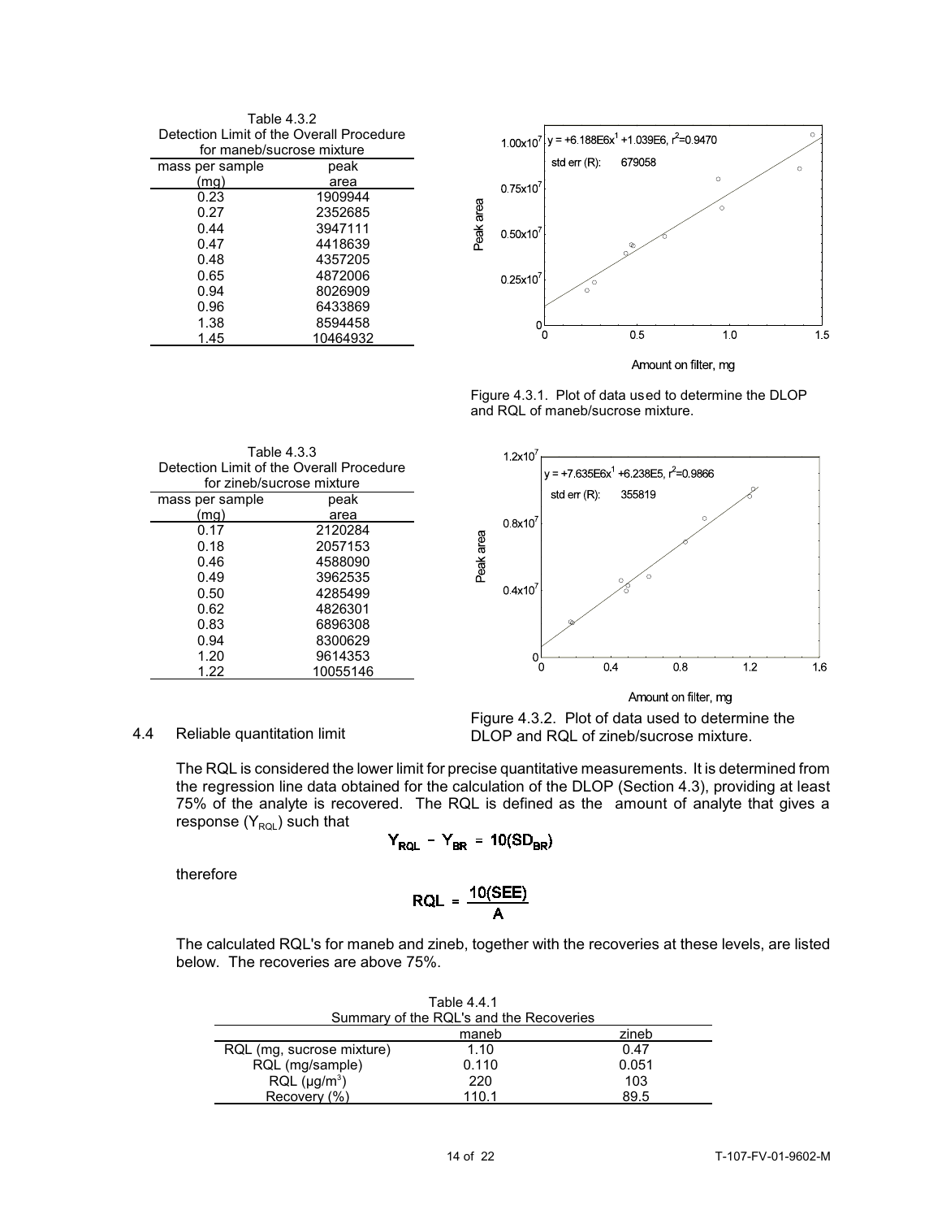Table 4.3.2
Detection Limit of the Overall Procedure for maneb/sucrose mixture

| mass per sample (mg) | peak area |
|---|---|
| 0.23 | 1909944 |
| 0.27 | 2352685 |
| 0.44 | 3947111 |
| 0.47 | 4418639 |
| 0.48 | 4357205 |
| 0.65 | 4872006 |
| 0.94 | 8026909 |
| 0.96 | 6433869 |
| 1.38 | 8594458 |
| 1.45 | 10464932 |

Figure 4.3.1. Plot of data used to determine the DLOP and RQL of maneb/sucrose mixture.

Table 4.3.3
Detection Limit of the Overall Procedure for zineb/sucrose mixture

| mass per sample (mg) | peak area |
|---|---|
| 0.17 | 2120284 |
| 0.18 | 2057153 |
| 0.46 | 4588090 |
| 0.49 | 3962535 |
| 0.50 | 4285499 |
| 0.62 | 4826301 |
| 0.83 | 6896308 |
| 0.94 | 8300629 |
| 1.20 | 9614353 |
| 1.22 | 10055146 |

Figure 4.3.2. Plot of data used to determine the DLOP and RQL of zineb/sucrose mixture.

## 4.4 Reliable quantitation limit

The RQL is considered the lower limit for precise quantitative measurements. It is determined from the regression line data obtained for the calculation of the DLOP (Section 4.3), providing at least 75% of the analyte is recovered. The RQL is defined as the amount of analyte that gives a response ($Y_{RQL}$) such that

$$Y_{RQL} - Y_{BR} = 10(SD_{BR})$$

therefore

$$RQL = \frac{10(SEE)}{A}$$

The calculated RQL's for maneb and zineb, together with the recoveries at these levels, are listed below. The recoveries are above 75%.

Table 4.4.1
Summary of the RQL's and the Recoveries

| | maneb | zineb |
|---|---|---|
| RQL (mg, sucrose mixture) | 1.10 | 0.47 |
| RQL (mg/sample) | 0.110 | 0.051 |
| RQL (µg/m$^3$) | 220 | 103 |
| Recovery (%) | 110.1 | 89.5 |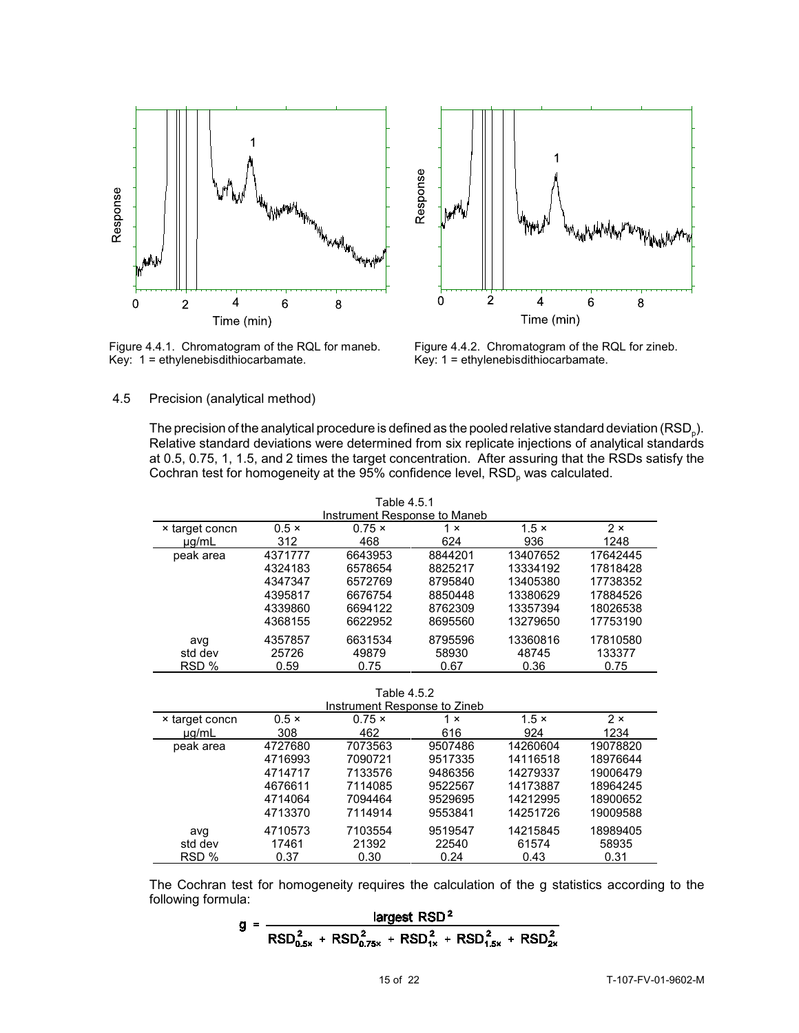Figure 4.4.1. Chromatogram of the RQL for maneb. Key: 1 = ethylenebisdithiocarbamate.

Figure 4.4.2. Chromatogram of the RQL for zineb. Key: 1 = ethylenebisdithiocarbamate.

## 4.5 Precision (analytical method)

The precision of the analytical procedure is defined as the pooled relative standard deviation ($RSD_p$). Relative standard deviations were determined from six replicate injections of analytical standards at 0.5, 0.75, 1, 1.5, and 2 times the target concentration. After assuring that the RSDs satisfy the Cochran test for homogeneity at the 95% confidence level, $RSD_p$ was calculated.

Table 4.5.1
Instrument Response to Maneb

| × target concn | 0.5 × | 0.75 × | 1 × | 1.5 × | 2 × |
|---|---|---|---|---|---|
| µg/mL | 312 | 468 | 624 | 936 | 1248 |
| peak area | 4371777 | 6643953 | 8844201 | 13407652 | 17642445 |
| | 4324183 | 6578654 | 8825217 | 13334192 | 17818428 |
| | 4347347 | 6572769 | 8795840 | 13405380 | 17738352 |
| | 4395817 | 6676754 | 8850448 | 13380629 | 17884526 |
| | 4339860 | 6694122 | 8762309 | 13357394 | 18026538 |
| | 4368155 | 6622952 | 8695560 | 13279650 | 17753190 |
| avg | 4357857 | 6631534 | 8795596 | 13360816 | 17810580 |
| std dev | 25726 | 49879 | 58930 | 48745 | 133377 |
| RSD % | 0.59 | 0.75 | 0.67 | 0.36 | 0.75 |

Table 4.5.2
Instrument Response to Zineb

| × target concn | 0.5 × | 0.75 × | 1 × | 1.5 × | 2 × |
|---|---|---|---|---|---|
| µg/mL | 308 | 462 | 616 | 924 | 1234 |
| peak area | 4727680 | 7073563 | 9507486 | 14260604 | 19078820 |
| | 4716993 | 7090721 | 9517335 | 14116518 | 18976644 |
| | 4714717 | 7133576 | 9486356 | 14279337 | 19006479 |
| | 4676611 | 7114085 | 9522567 | 14173887 | 18964245 |
| | 4714064 | 7094464 | 9529695 | 14212995 | 18900652 |
| | 4713370 | 7114914 | 9553841 | 14251726 | 19009588 |
| avg | 4710573 | 7103554 | 9519547 | 14215845 | 18989405 |
| std dev | 17461 | 21392 | 22540 | 61574 | 58935 |
| RSD % | 0.37 | 0.30 | 0.24 | 0.43 | 0.31 |

The Cochran test for homogeneity requires the calculation of the g statistics according to the following formula:

$$g = \frac{\text{largest RSD}^2}{RSD^2_{0.5\times} + RSD^2_{0.75\times} + RSD^2_{1\times} + RSD^2_{1.5\times} + RSD^2_{2\times}}$$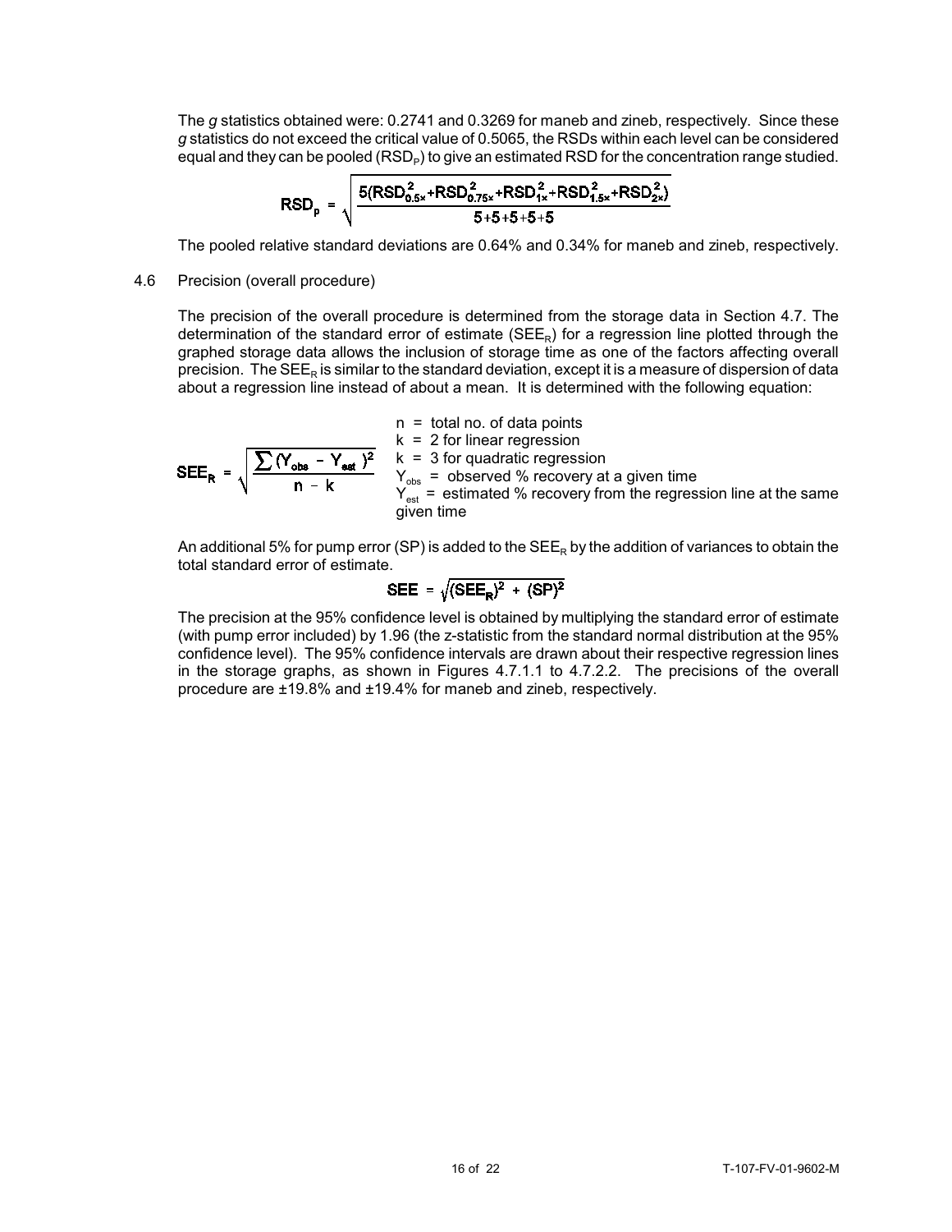The *g* statistics obtained were: 0.2741 and 0.3269 for maneb and zineb, respectively. Since these *g* statistics do not exceed the critical value of 0.5065, the RSDs within each level can be considered equal and they can be pooled ($RSD_P$) to give an estimated RSD for the concentration range studied.

$$RSD_p = \sqrt{\frac{5(RSD_{0.5\times}^2 + RSD_{0.75\times}^2 + RSD_{1\times}^2 + RSD_{1.5\times}^2 + RSD_{2\times}^2)}{5+5+5+5+5}}$$

The pooled relative standard deviations are 0.64% and 0.34% for maneb and zineb, respectively.

4.6 Precision (overall procedure)

The precision of the overall procedure is determined from the storage data in Section 4.7. The determination of the standard error of estimate ($SEE_R$) for a regression line plotted through the graphed storage data allows the inclusion of storage time as one of the factors affecting overall precision. The $SEE_R$ is similar to the standard deviation, except it is a measure of dispersion of data about a regression line instead of about a mean. It is determined with the following equation:

$$SEE_R = \sqrt{\frac{\sum (Y_{obs} - Y_{est})^2}{n - k}}$$

n = total no. of data points
k = 2 for linear regression
k = 3 for quadratic regression
$Y_{obs}$ = observed % recovery at a given time
$Y_{est}$ = estimated % recovery from the regression line at the same given time

An additional 5% for pump error (SP) is added to the $SEE_R$ by the addition of variances to obtain the total standard error of estimate.

$$SEE = \sqrt{(SEE_R)^2 + (SP)^2}$$

The precision at the 95% confidence level is obtained by multiplying the standard error of estimate (with pump error included) by 1.96 (the z-statistic from the standard normal distribution at the 95% confidence level). The 95% confidence intervals are drawn about their respective regression lines in the storage graphs, as shown in Figures 4.7.1.1 to 4.7.2.2. The precisions of the overall procedure are ±19.8% and ±19.4% for maneb and zineb, respectively.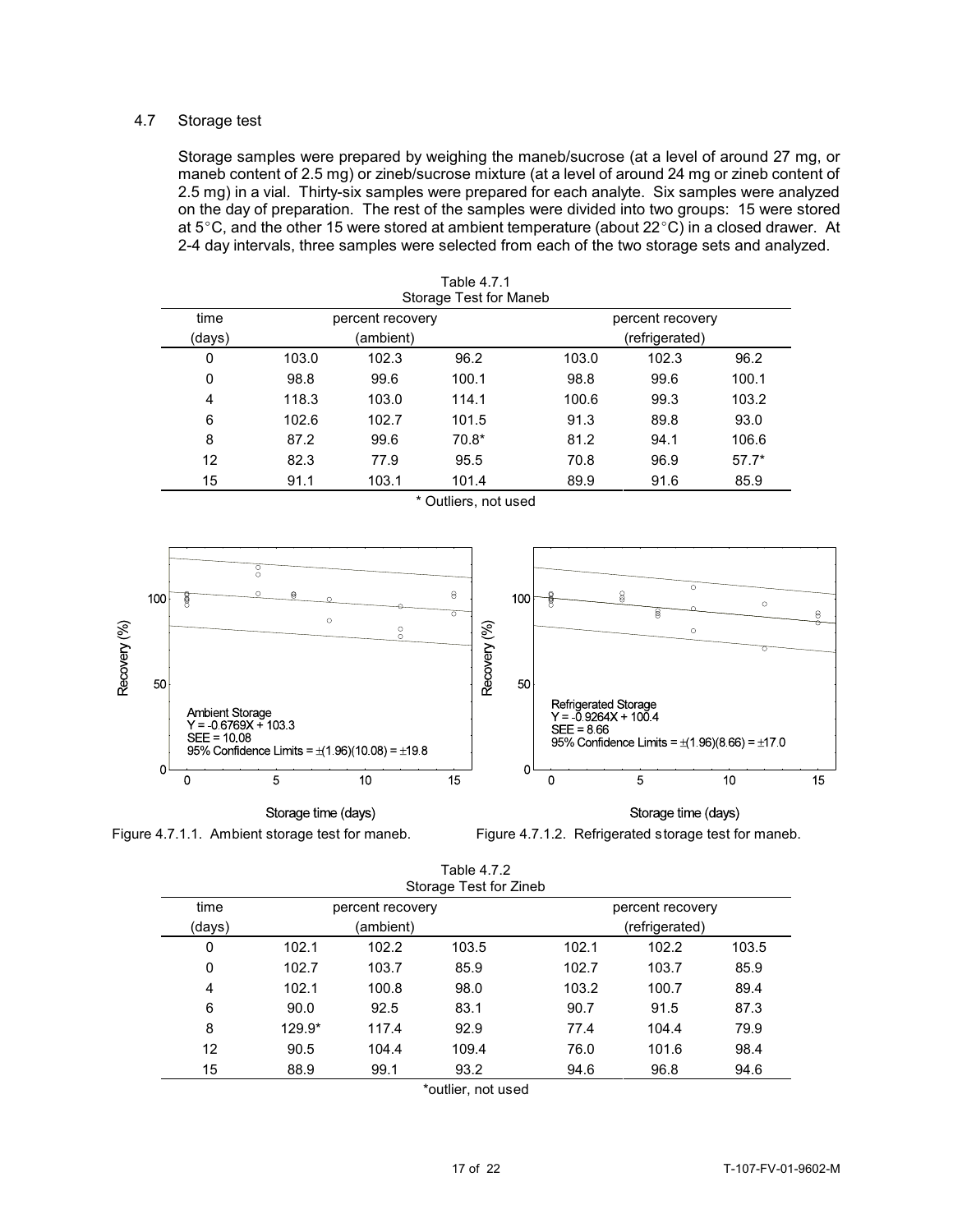### 4.7 Storage test

Storage samples were prepared by weighing the maneb/sucrose (at a level of around 27 mg, or maneb content of 2.5 mg) or zineb/sucrose mixture (at a level of around 24 mg or zineb content of 2.5 mg) in a vial. Thirty-six samples were prepared for each analyte. Six samples were analyzed on the day of preparation. The rest of the samples were divided into two groups: 15 were stored at 5°C, and the other 15 were stored at ambient temperature (about 22°C) in a closed drawer. At 2-4 day intervals, three samples were selected from each of the two storage sets and analyzed.

Table 4.7.1
Storage Test for Maneb

| time (days) | percent recovery (ambient) | | | percent recovery (refrigerated) | | |
|---|---|---|---|---|---|---|
| 0 | 103.0 | 102.3 | 96.2 | 103.0 | 102.3 | 96.2 |
| 0 | 98.8 | 99.6 | 100.1 | 98.8 | 99.6 | 100.1 |
| 4 | 118.3 | 103.0 | 114.1 | 100.6 | 99.3 | 103.2 |
| 6 | 102.6 | 102.7 | 101.5 | 91.3 | 89.8 | 93.0 |
| 8 | 87.2 | 99.6 | 70.8* | 81.2 | 94.1 | 106.6 |
| 12 | 82.3 | 77.9 | 95.5 | 70.8 | 96.9 | 57.7* |
| 15 | 91.1 | 103.1 | 101.4 | 89.9 | 91.6 | 85.9 |

\* Outliers, not used

Ambient Storage
$Y = -0.6769X + 103.3$
SEE = 10.08
95% Confidence Limits = ±(1.96)(10.08) = ±19.8

Figure 4.7.1.1. Ambient storage test for maneb.

Refrigerated Storage
$Y = -0.9264X + 100.4$
SEE = 8.66
95% Confidence Limits = ±(1.96)(8.66) = ±17.0

Figure 4.7.1.2. Refrigerated storage test for maneb.

Table 4.7.2
Storage Test for Zineb

| time (days) | percent recovery (ambient) | | | percent recovery (refrigerated) | | |
|---|---|---|---|---|---|---|
| 0 | 102.1 | 102.2 | 103.5 | 102.1 | 102.2 | 103.5 |
| 0 | 102.7 | 103.7 | 85.9 | 102.7 | 103.7 | 85.9 |
| 4 | 102.1 | 100.8 | 98.0 | 103.2 | 100.7 | 89.4 |
| 6 | 90.0 | 92.5 | 83.1 | 90.7 | 91.5 | 87.3 |
| 8 | 129.9* | 117.4 | 92.9 | 77.4 | 104.4 | 79.9 |
| 12 | 90.5 | 104.4 | 109.4 | 76.0 | 101.6 | 98.4 |
| 15 | 88.9 | 99.1 | 93.2 | 94.6 | 96.8 | 94.6 |

*outlier, not used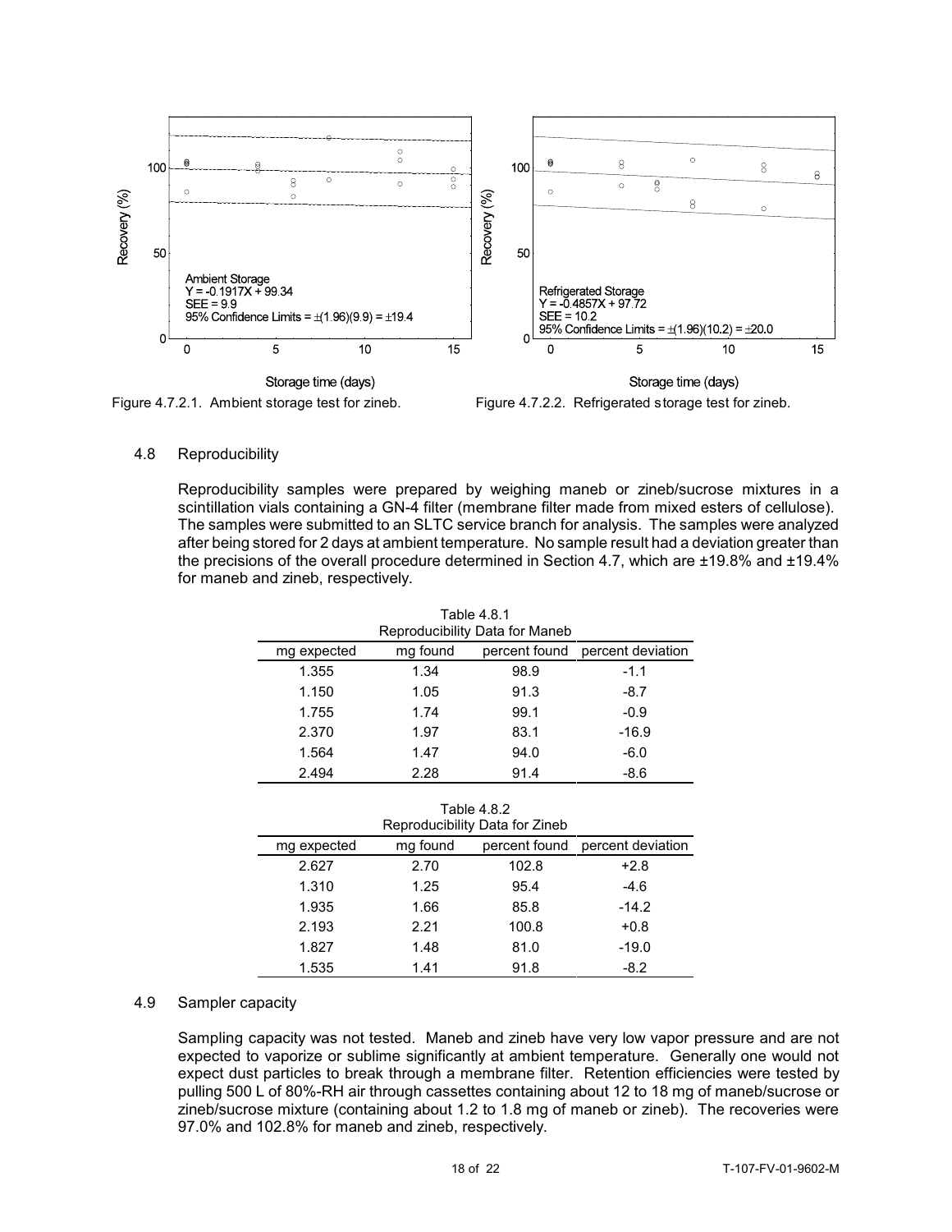Figure 4.7.2.1. Ambient storage test for zineb.

Figure 4.7.2.2. Refrigerated storage test for zineb.

## 4.8 Reproducibility

Reproducibility samples were prepared by weighing maneb or zineb/sucrose mixtures in a scintillation vials containing a GN-4 filter (membrane filter made from mixed esters of cellulose). The samples were submitted to an SLTC service branch for analysis. The samples were analyzed after being stored for 2 days at ambient temperature. No sample result had a deviation greater than the precisions of the overall procedure determined in Section 4.7, which are ±19.8% and ±19.4% for maneb and zineb, respectively.

Table 4.8.1
Reproducibility Data for Maneb

| mg expected | mg found | percent found | percent deviation |
|---|---|---|---|
| 1.355 | 1.34 | 98.9 | -1.1 |
| 1.150 | 1.05 | 91.3 | -8.7 |
| 1.755 | 1.74 | 99.1 | -0.9 |
| 2.370 | 1.97 | 83.1 | -16.9 |
| 1.564 | 1.47 | 94.0 | -6.0 |
| 2.494 | 2.28 | 91.4 | -8.6 |

Table 4.8.2
Reproducibility Data for Zineb

| mg expected | mg found | percent found | percent deviation |
|---|---|---|---|
| 2.627 | 2.70 | 102.8 | +2.8 |
| 1.310 | 1.25 | 95.4 | -4.6 |
| 1.935 | 1.66 | 85.8 | -14.2 |
| 2.193 | 2.21 | 100.8 | +0.8 |
| 1.827 | 1.48 | 81.0 | -19.0 |
| 1.535 | 1.41 | 91.8 | -8.2 |

## 4.9 Sampler capacity

Sampling capacity was not tested. Maneb and zineb have very low vapor pressure and are not expected to vaporize or sublime significantly at ambient temperature. Generally one would not expect dust particles to break through a membrane filter. Retention efficiencies were tested by pulling 500 L of 80%-RH air through cassettes containing about 12 to 18 mg of maneb/sucrose or zineb/sucrose mixture (containing about 1.2 to 1.8 mg of maneb or zineb). The recoveries were 97.0% and 102.8% for maneb and zineb, respectively.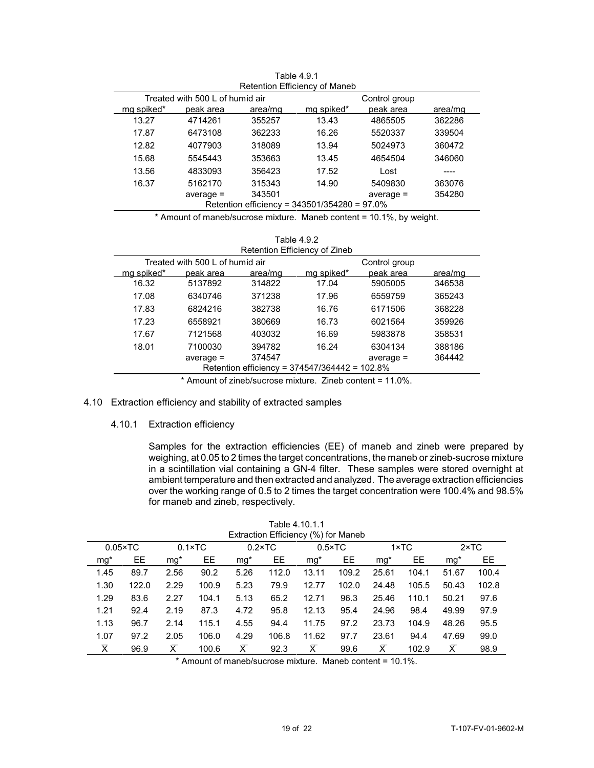Table 4.9.1
Retention Efficiency of Maneb

| Treated with 500 L of humid air | | | Control group | | |
|---|---|---|---|---|---|
| mg spiked* | peak area | area/mg | mg spiked* | peak area | area/mg |
| 13.27 | 4714261 | 355257 | 13.43 | 4865505 | 362286 |
| 17.87 | 6473108 | 362233 | 16.26 | 5520337 | 339504 |
| 12.82 | 4077903 | 318089 | 13.94 | 5024973 | 360472 |
| 15.68 | 5545443 | 353663 | 13.45 | 4654504 | 346060 |
| 13.56 | 4833093 | 356423 | 17.52 | Lost | ---- |
| 16.37 | 5162170 | 315343 | 14.90 | 5409830 | 363076 |
| | average = | 343501 | | average = | 354280 |
| Retention efficiency = 343501/354280 = 97.0% | | | | | |

\* Amount of maneb/sucrose mixture. Maneb content = 10.1%, by weight.

Table 4.9.2
Retention Efficiency of Zineb

| Treated with 500 L of humid air | | | Control group | | |
|---|---|---|---|---|---|
| mg spiked* | peak area | area/mg | mg spiked* | peak area | area/mg |
| 16.32 | 5137892 | 314822 | 17.04 | 5905005 | 346538 |
| 17.08 | 6340746 | 371238 | 17.96 | 6559759 | 365243 |
| 17.83 | 6824216 | 382738 | 16.76 | 6171506 | 368228 |
| 17.23 | 6558921 | 380669 | 16.73 | 6021564 | 359926 |
| 17.67 | 7121568 | 403032 | 16.69 | 5983878 | 358531 |
| 18.01 | 7100030 | 394782 | 16.24 | 6304134 | 388186 |
| | average = | 374547 | | average = | 364442 |
| Retention efficiency = 374547/364442 = 102.8% | | | | | |

\* Amount of zineb/sucrose mixture. Zineb content = 11.0%.

## 4.10 Extraction efficiency and stability of extracted samples

### 4.10.1 Extraction efficiency

Samples for the extraction efficiencies (EE) of maneb and zineb were prepared by weighing, at 0.05 to 2 times the target concentrations, the maneb or zineb-sucrose mixture in a scintillation vial containing a GN-4 filter. These samples were stored overnight at ambient temperature and then extracted and analyzed. The average extraction efficiencies over the working range of 0.5 to 2 times the target concentration were 100.4% and 98.5% for maneb and zineb, respectively.

Table 4.10.1.1
Extraction Efficiency (%) for Maneb

| 0.05×TC | | 0.1×TC | | 0.2×TC | | 0.5×TC | | 1×TC | | 2×TC | |
|---|---|---|---|---|---|---|---|---|---|---|---|
| mg* | EE | mg* | EE | mg* | EE | mg* | EE | mg* | EE | mg* | EE |
| 1.45 | 89.7 | 2.56 | 90.2 | 5.26 | 112.0 | 13.11 | 109.2 | 25.61 | 104.1 | 51.67 | 100.4 |
| 1.30 | 122.0 | 2.29 | 100.9 | 5.23 | 79.9 | 12.77 | 102.0 | 24.48 | 105.5 | 50.43 | 102.8 |
| 1.29 | 83.6 | 2.27 | 104.1 | 5.13 | 65.2 | 12.71 | 96.3 | 25.46 | 110.1 | 50.21 | 97.6 |
| 1.21 | 92.4 | 2.19 | 87.3 | 4.72 | 95.8 | 12.13 | 95.4 | 24.96 | 98.4 | 49.99 | 97.9 |
| 1.13 | 96.7 | 2.14 | 115.1 | 4.55 | 94.4 | 11.75 | 97.2 | 23.73 | 104.9 | 48.26 | 95.5 |
| 1.07 | 97.2 | 2.05 | 106.0 | 4.29 | 106.8 | 11.62 | 97.7 | 23.61 | 94.4 | 47.69 | 99.0 |
| $\overline{X}$ | 96.9 | $\overline{X}$ | 100.6 | $\overline{X}$ | 92.3 | $\overline{X}$ | 99.6 | $\overline{X}$ | 102.9 | $\overline{X}$ | 98.9 |

\* Amount of maneb/sucrose mixture. Maneb content = 10.1%.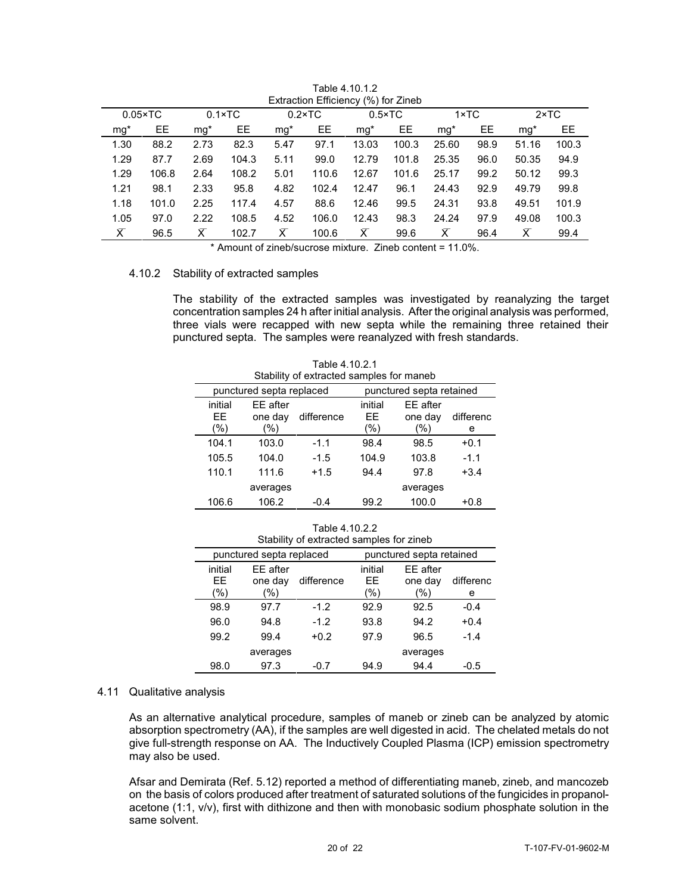Table 4.10.1.2
Extraction Efficiency (%) for Zineb

| 0.05×TC | | 0.1×TC | | 0.2×TC | | 0.5×TC | | 1×TC | | 2×TC | |
|---|---|---|---|---|---|---|---|---|---|---|---|
| mg* | EE | mg* | EE | mg* | EE | mg* | EE | mg* | EE | mg* | EE |
| 1.30 | 88.2 | 2.73 | 82.3 | 5.47 | 97.1 | 13.03 | 100.3 | 25.60 | 98.9 | 51.16 | 100.3 |
| 1.29 | 87.7 | 2.69 | 104.3 | 5.11 | 99.0 | 12.79 | 101.8 | 25.35 | 96.0 | 50.35 | 94.9 |
| 1.29 | 106.8 | 2.64 | 108.2 | 5.01 | 110.6 | 12.67 | 101.6 | 25.17 | 99.2 | 50.12 | 99.3 |
| 1.21 | 98.1 | 2.33 | 95.8 | 4.82 | 102.4 | 12.47 | 96.1 | 24.43 | 92.9 | 49.79 | 99.8 |
| 1.18 | 101.0 | 2.25 | 117.4 | 4.57 | 88.6 | 12.46 | 99.5 | 24.31 | 93.8 | 49.51 | 101.9 |
| 1.05 | 97.0 | 2.22 | 108.5 | 4.52 | 106.0 | 12.43 | 98.3 | 24.24 | 97.9 | 49.08 | 100.3 |
| $\overline{X}$ | 96.5 | $\overline{X}$ | 102.7 | $\overline{X}$ | 100.6 | $\overline{X}$ | 99.6 | $\overline{X}$ | 96.4 | $\overline{X}$ | 99.4 |

\* Amount of zineb/sucrose mixture. Zineb content = 11.0%.

### 4.10.2 Stability of extracted samples

The stability of the extracted samples was investigated by reanalyzing the target concentration samples 24 h after initial analysis. After the original analysis was performed, three vials were recapped with new septa while the remaining three retained their punctured septa. The samples were reanalyzed with fresh standards.

Table 4.10.2.1
Stability of extracted samples for maneb

| punctured septa replaced | | | punctured septa retained | | |
|---|---|---|---|---|---|
| initial EE (%) | EE after one day (%) | difference | initial EE (%) | EE after one day (%) | difference |
| 104.1 | 103.0 | -1.1 | 98.4 | 98.5 | +0.1 |
| 105.5 | 104.0 | -1.5 | 104.9 | 103.8 | -1.1 |
| 110.1 | 111.6 | +1.5 | 94.4 | 97.8 | +3.4 |
| | averages | | | averages | |
| 106.6 | 106.2 | -0.4 | 99.2 | 100.0 | +0.8 |

Table 4.10.2.2
Stability of extracted samples for zineb

| punctured septa replaced | | | punctured septa retained | | |
|---|---|---|---|---|---|
| initial EE (%) | EE after one day (%) | difference | initial EE (%) | EE after one day (%) | difference |
| 98.9 | 97.7 | -1.2 | 92.9 | 92.5 | -0.4 |
| 96.0 | 94.8 | -1.2 | 93.8 | 94.2 | +0.4 |
| 99.2 | 99.4 | +0.2 | 97.9 | 96.5 | -1.4 |
| | averages | | | averages | |
| 98.0 | 97.3 | -0.7 | 94.9 | 94.4 | -0.5 |

## 4.11 Qualitative analysis

As an alternative analytical procedure, samples of maneb or zineb can be analyzed by atomic absorption spectrometry (AA), if the samples are well digested in acid. The chelated metals do not give full-strength response on AA. The Inductively Coupled Plasma (ICP) emission spectrometry may also be used.

Afsar and Demirata (Ref. 5.12) reported a method of differentiating maneb, zineb, and mancozeb on the basis of colors produced after treatment of saturated solutions of the fungicides in propanol-acetone (1:1, v/v), first with dithizone and then with monobasic sodium phosphate solution in the same solvent.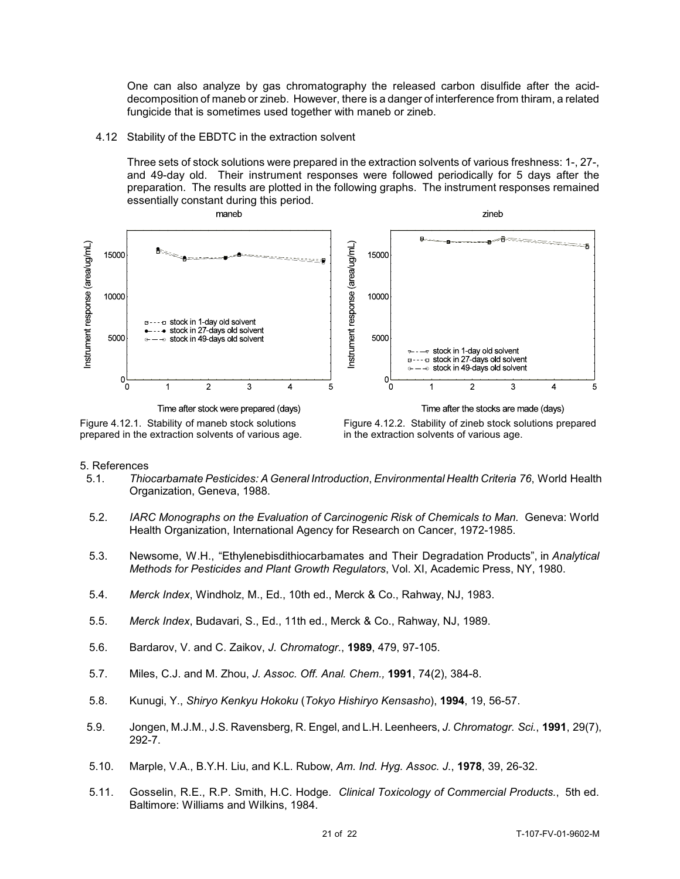One can also analyze by gas chromatography the released carbon disulfide after the acid-decomposition of maneb or zineb. However, there is a danger of interference from thiram, a related fungicide that is sometimes used together with maneb or zineb.

4.12 Stability of the EBDTC in the extraction solvent

Three sets of stock solutions were prepared in the extraction solvents of various freshness: 1-, 27-, and 49-day old. Their instrument responses were followed periodically for 5 days after the preparation. The results are plotted in the following graphs. The instrument responses remained essentially constant during this period.

Figure 4.12.1. Stability of maneb stock solutions prepared in the extraction solvents of various age.

Figure 4.12.2. Stability of zineb stock solutions prepared in the extraction solvents of various age.

5. References

5.1. *Thiocarbamate Pesticides: A General Introduction*, *Environmental Health Criteria 76*, World Health Organization, Geneva, 1988.

5.2. *IARC Monographs on the Evaluation of Carcinogenic Risk of Chemicals to Man.* Geneva: World Health Organization, International Agency for Research on Cancer, 1972-1985.

5.3. Newsome, W.H., "Ethylenebisdithiocarbamates and Their Degradation Products", in *Analytical Methods for Pesticides and Plant Growth Regulators*, Vol. XI, Academic Press, NY, 1980.

5.4. *Merck Index*, Windholz, M., Ed., 10th ed., Merck & Co., Rahway, NJ, 1983.

5.5. *Merck Index*, Budavari, S., Ed., 11th ed., Merck & Co., Rahway, NJ, 1989.

5.6. Bardarov, V. and C. Zaikov, *J. Chromatogr.*, **1989**, 479, 97-105.

5.7. Miles, C.J. and M. Zhou, *J. Assoc. Off. Anal. Chem.,* **1991**, 74(2), 384-8.

5.8. Kunugi, Y., *Shiryo Kenkyu Hokoku* (*Tokyo Hishiryo Kensasho*), **1994**, 19, 56-57.

5.9. Jongen, M.J.M., J.S. Ravensberg, R. Engel, and L.H. Leenheers, *J. Chromatogr. Sci.*, **1991**, 29(7), 292-7.

5.10. Marple, V.A., B.Y.H. Liu, and K.L. Rubow, *Am. Ind. Hyg. Assoc. J.*, **1978**, 39, 26-32.

5.11. Gosselin, R.E., R.P. Smith, H.C. Hodge. *Clinical Toxicology of Commercial Products.*, 5th ed. Baltimore: Williams and Wilkins, 1984.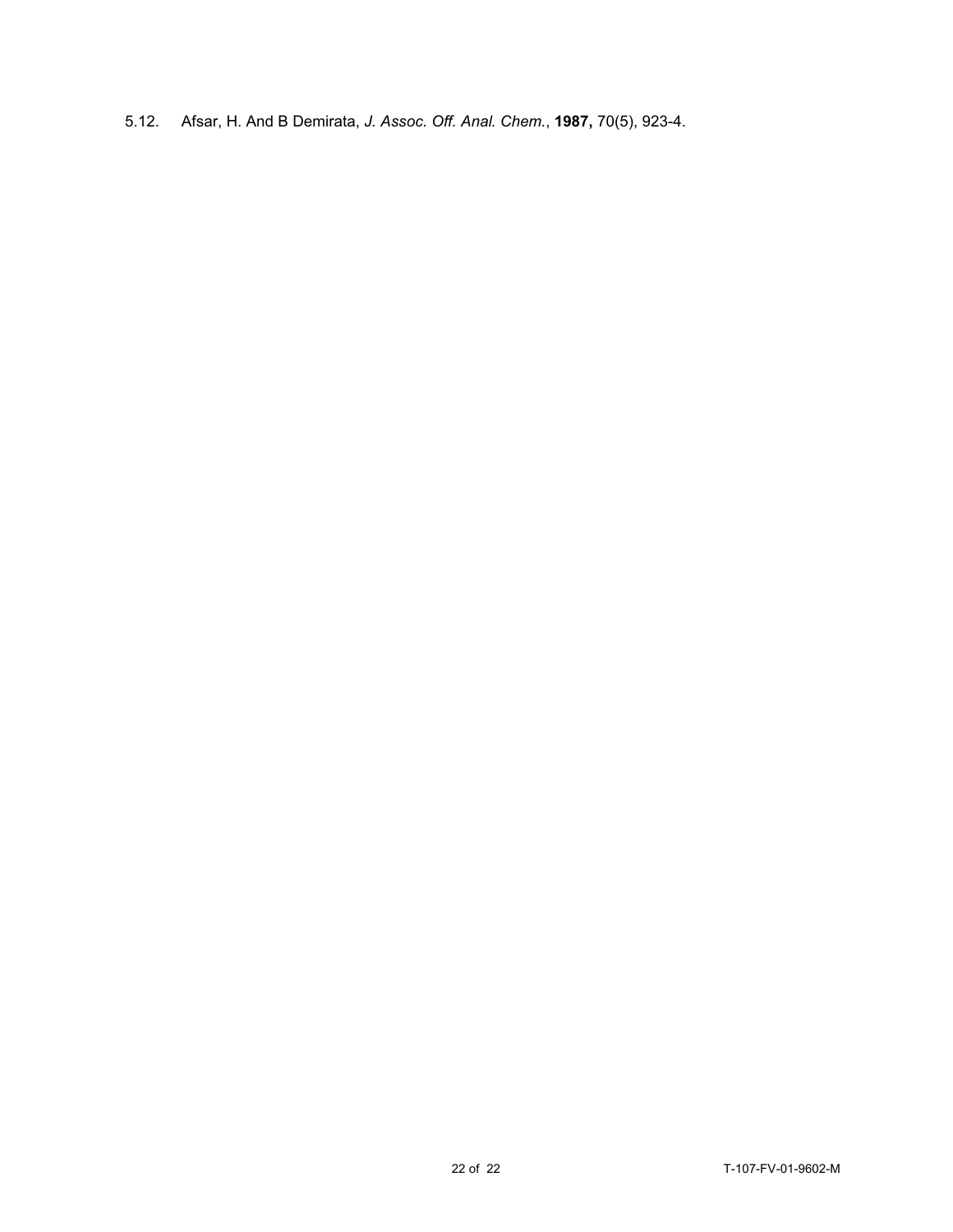5.12. Afsar, H. And B Demirata, *J. Assoc. Off. Anal. Chem.*, **1987,** 70(5), 923-4.